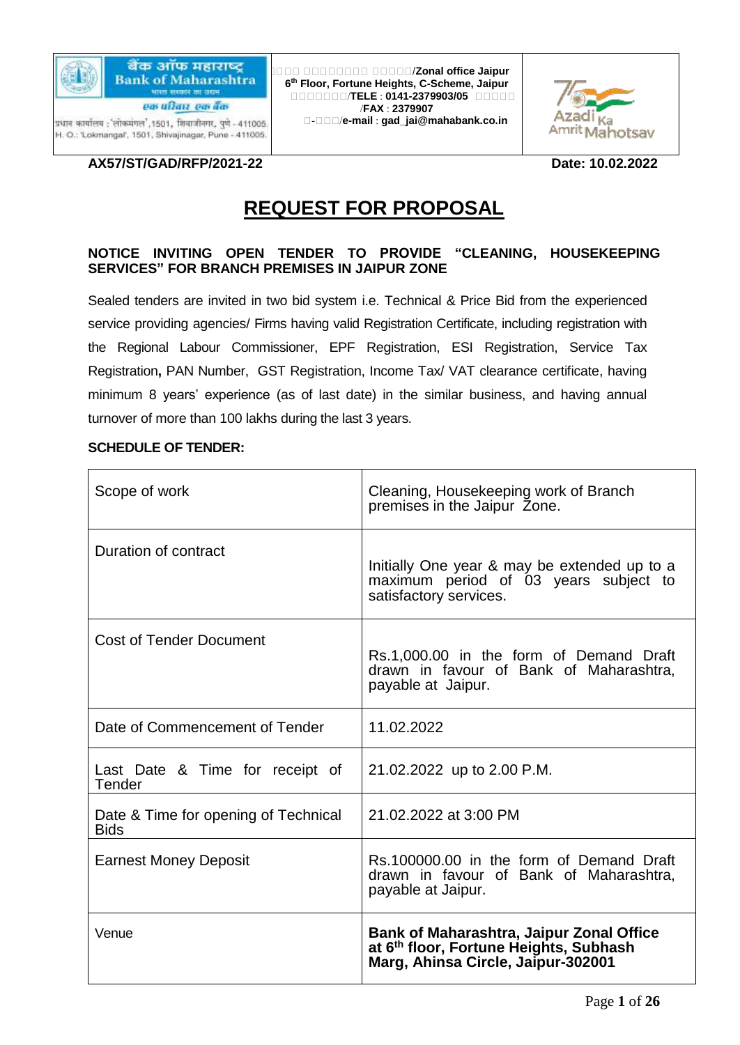| बैंक ऑफ महाराष्ट्र Bank of Maharashtra भारत सरकार का उद्यम एक परिवार एक बैंक प्रधान कार्यालय : 'लोकमंगल',1501, शिवाजीनगर, पुणे - 411005. H. O.: 'Lokmangal', 1501, Shivajinagar, Pune - 411005. | /Zonal office Jaipur 6th Floor, Fortune Heights, C-Scheme, Jaipur /TELE : 0141-2379903/05 /FAX : 2379907 /e-mail : gad_jai@mahabank.co.in | Azadi Ka Amrit Mahotsav |
|---|---|---|

**AX57/ST/GAD/RFP/2021-22** **Date: 10.02.2022**

# REQUEST FOR PROPOSAL

**NOTICE INVITING OPEN TENDER TO PROVIDE "CLEANING, HOUSEKEEPING SERVICES" FOR BRANCH PREMISES IN JAIPUR ZONE**

Sealed tenders are invited in two bid system i.e. Technical & Price Bid from the experienced service providing agencies/ Firms having valid Registration Certificate, including registration with the Regional Labour Commissioner, EPF Registration, ESI Registration, Service Tax Registration**,** PAN Number, GST Registration, Income Tax/ VAT clearance certificate, having minimum 8 years' experience (as of last date) in the similar business, and having annual turnover of more than 100 lakhs during the last 3 years.

**SCHEDULE OF TENDER:**

| Scope of work | Cleaning, Housekeeping work of Branch premises in the Jaipur Zone. |
|---|---|
| Duration of contract | Initially One year & may be extended up to a maximum period of 03 years subject to satisfactory services. |
| Cost of Tender Document | Rs.1,000.00 in the form of Demand Draft drawn in favour of Bank of Maharashtra, payable at Jaipur. |
| Date of Commencement of Tender | 11.02.2022 |
| Last Date & Time for receipt of Tender | 21.02.2022 up to 2.00 P.M. |
| Date & Time for opening of Technical Bids | 21.02.2022 at 3:00 PM |
| Earnest Money Deposit | Rs.100000.00 in the form of Demand Draft drawn in favour of Bank of Maharashtra, payable at Jaipur. |
| Venue | **Bank of Maharashtra, Jaipur Zonal Office at 6th floor, Fortune Heights, Subhash Marg, Ahinsa Circle, Jaipur-302001** |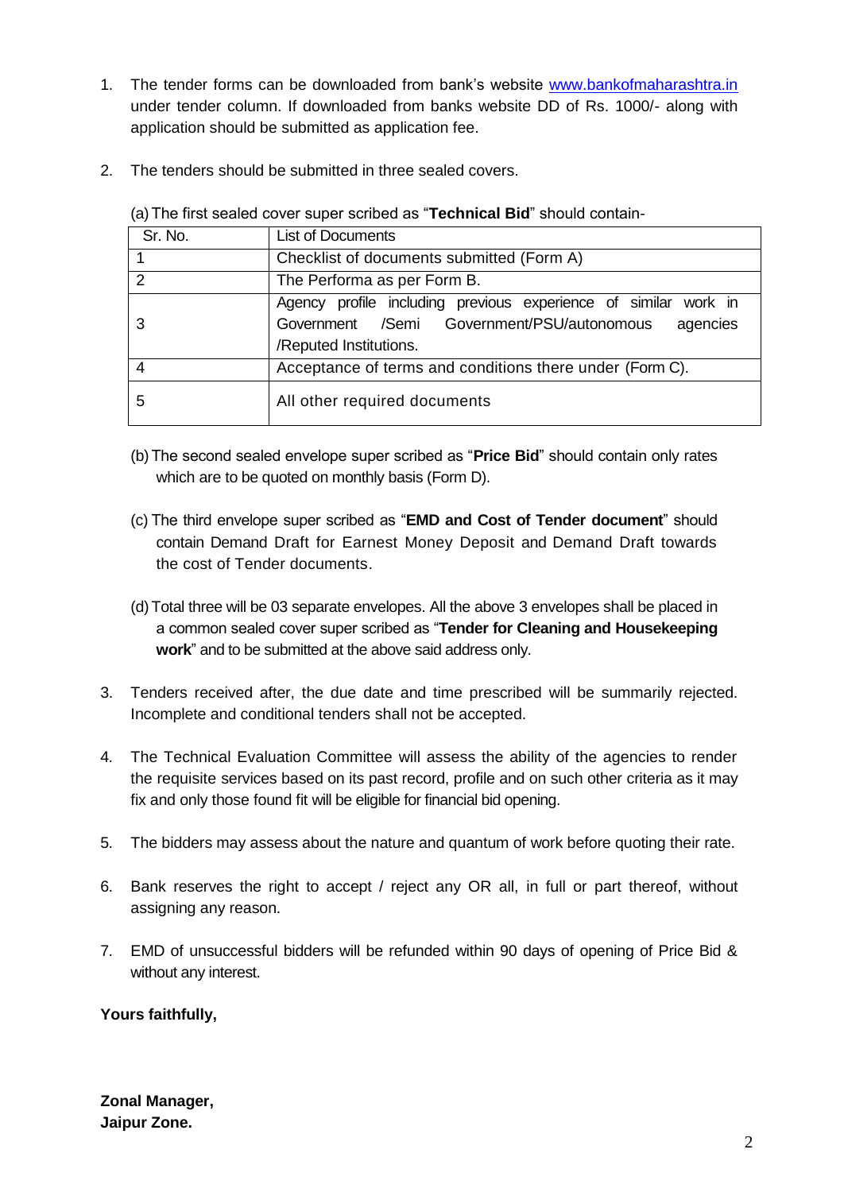1. The tender forms can be downloaded from bank's website [www.bankofmaharashtra.in](www.bankofmaharashtra.in) under tender column. If downloaded from banks website DD of Rs. 1000/- along with application should be submitted as application fee.

2. The tenders should be submitted in three sealed covers.

   (a) The first sealed cover super scribed as "**Technical Bid**" should contain-

| Sr. No. | List of Documents |
|---|---|
| 1 | Checklist of documents submitted (Form A) |
| 2 | The Performa as per Form B. |
| 3 | Agency profile including previous experience of similar work in Government /Semi Government/PSU/autonomous agencies /Reputed Institutions. |
| 4 | Acceptance of terms and conditions there under (Form C). |
| 5 | All other required documents |

   (b) The second sealed envelope super scribed as "**Price Bid**" should contain only rates which are to be quoted on monthly basis (Form D).

   (c) The third envelope super scribed as "**EMD and Cost of Tender document**" should contain Demand Draft for Earnest Money Deposit and Demand Draft towards the cost of Tender documents.

   (d) Total three will be 03 separate envelopes. All the above 3 envelopes shall be placed in a common sealed cover super scribed as "**Tender for Cleaning and Housekeeping work**" and to be submitted at the above said address only.

3. Tenders received after, the due date and time prescribed will be summarily rejected. Incomplete and conditional tenders shall not be accepted.

4. The Technical Evaluation Committee will assess the ability of the agencies to render the requisite services based on its past record, profile and on such other criteria as it may fix and only those found fit will be eligible for financial bid opening.

5. The bidders may assess about the nature and quantum of work before quoting their rate.

6. Bank reserves the right to accept / reject any OR all, in full or part thereof, without assigning any reason.

7. EMD of unsuccessful bidders will be refunded within 90 days of opening of Price Bid & without any interest.

**Yours faithfully,**

**Zonal Manager,**
**Jaipur Zone.**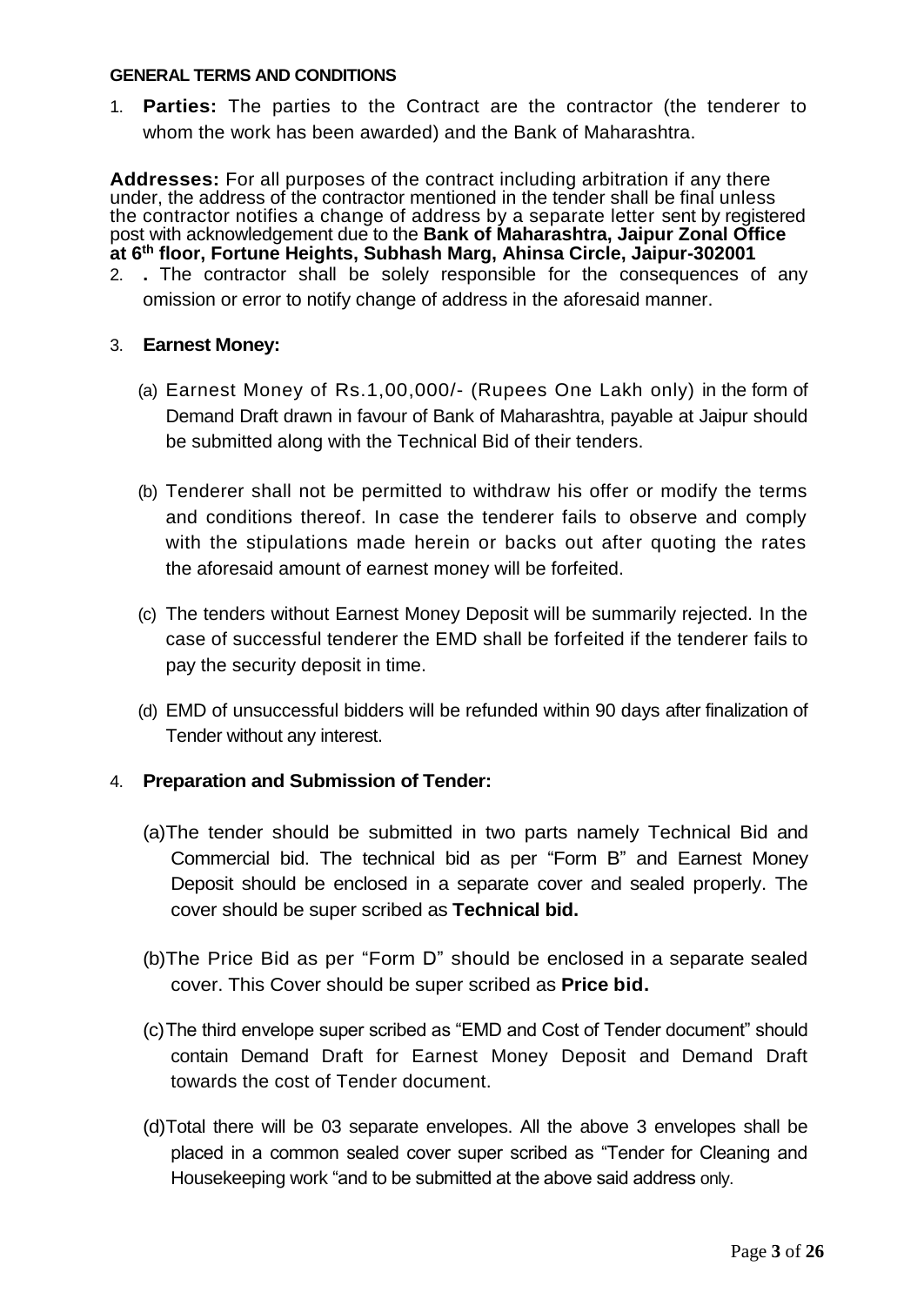**GENERAL TERMS AND CONDITIONS**

1. **Parties:** The parties to the Contract are the contractor (the tenderer to whom the work has been awarded) and the Bank of Maharashtra.

**Addresses:** For all purposes of the contract including arbitration if any there under, the address of the contractor mentioned in the tender shall be final unless the contractor notifies a change of address by a separate letter sent by registered post with acknowledgement due to the **Bank of Maharashtra, Jaipur Zonal Office at 6th floor, Fortune Heights, Subhash Marg, Ahinsa Circle, Jaipur-302001**

2. **.** The contractor shall be solely responsible for the consequences of any omission or error to notify change of address in the aforesaid manner.

3. **Earnest Money:**

   (a) Earnest Money of Rs.1,00,000/- (Rupees One Lakh only) in the form of Demand Draft drawn in favour of Bank of Maharashtra, payable at Jaipur should be submitted along with the Technical Bid of their tenders.

   (b) Tenderer shall not be permitted to withdraw his offer or modify the terms and conditions thereof. In case the tenderer fails to observe and comply with the stipulations made herein or backs out after quoting the rates the aforesaid amount of earnest money will be forfeited.

   (c) The tenders without Earnest Money Deposit will be summarily rejected. In the case of successful tenderer the EMD shall be forfeited if the tenderer fails to pay the security deposit in time.

   (d) EMD of unsuccessful bidders will be refunded within 90 days after finalization of Tender without any interest.

4. **Preparation and Submission of Tender:**

   (a)The tender should be submitted in two parts namely Technical Bid and Commercial bid. The technical bid as per "Form B" and Earnest Money Deposit should be enclosed in a separate cover and sealed properly. The cover should be super scribed as **Technical bid.**

   (b)The Price Bid as per "Form D" should be enclosed in a separate sealed cover. This Cover should be super scribed as **Price bid.**

   (c)The third envelope super scribed as "EMD and Cost of Tender document" should contain Demand Draft for Earnest Money Deposit and Demand Draft towards the cost of Tender document.

   (d)Total there will be 03 separate envelopes. All the above 3 envelopes shall be placed in a common sealed cover super scribed as "Tender for Cleaning and Housekeeping work "and to be submitted at the above said address only.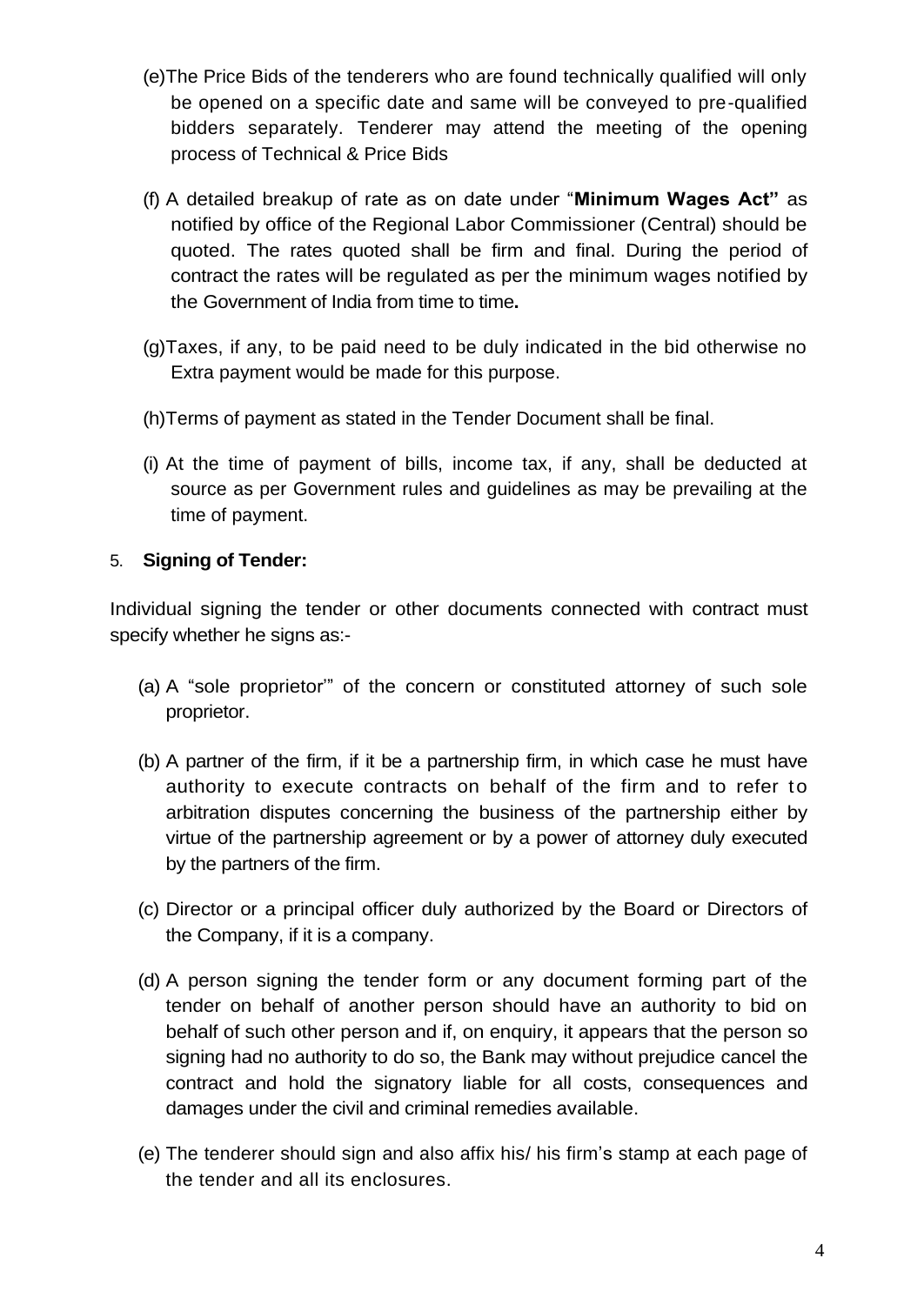(e) The Price Bids of the tenderers who are found technically qualified will only be opened on a specific date and same will be conveyed to pre-qualified bidders separately. Tenderer may attend the meeting of the opening process of Technical & Price Bids

(f) A detailed breakup of rate as on date under "**Minimum Wages Act"** as notified by office of the Regional Labor Commissioner (Central) should be quoted. The rates quoted shall be firm and final. During the period of contract the rates will be regulated as per the minimum wages notified by the Government of India from time to time**.**

(g) Taxes, if any, to be paid need to be duly indicated in the bid otherwise no Extra payment would be made for this purpose.

(h) Terms of payment as stated in the Tender Document shall be final.

(i) At the time of payment of bills, income tax, if any, shall be deducted at source as per Government rules and guidelines as may be prevailing at the time of payment.

5. **Signing of Tender:**

Individual signing the tender or other documents connected with contract must specify whether he signs as:-

(a) A "sole proprietor'" of the concern or constituted attorney of such sole proprietor.

(b) A partner of the firm, if it be a partnership firm, in which case he must have authority to execute contracts on behalf of the firm and to refer to arbitration disputes concerning the business of the partnership either by virtue of the partnership agreement or by a power of attorney duly executed by the partners of the firm.

(c) Director or a principal officer duly authorized by the Board or Directors of the Company, if it is a company.

(d) A person signing the tender form or any document forming part of the tender on behalf of another person should have an authority to bid on behalf of such other person and if, on enquiry, it appears that the person so signing had no authority to do so, the Bank may without prejudice cancel the contract and hold the signatory liable for all costs, consequences and damages under the civil and criminal remedies available.

(e) The tenderer should sign and also affix his/ his firm's stamp at each page of the tender and all its enclosures.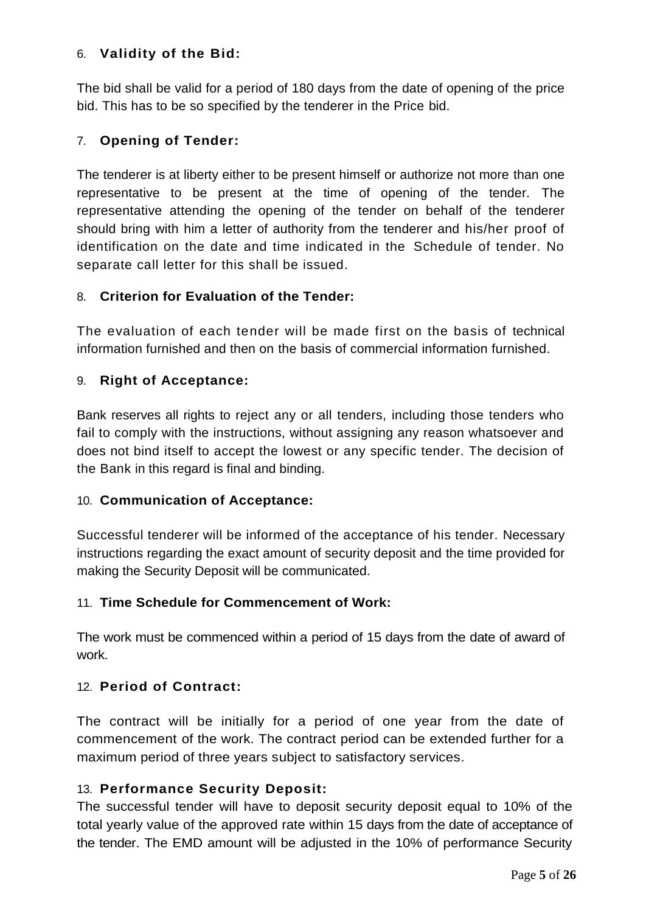### 6. **Validity of the Bid:**

The bid shall be valid for a period of 180 days from the date of opening of the price bid. This has to be so specified by the tenderer in the Price bid.

### 7. **Opening of Tender:**

The tenderer is at liberty either to be present himself or authorize not more than one representative to be present at the time of opening of the tender. The representative attending the opening of the tender on behalf of the tenderer should bring with him a letter of authority from the tenderer and his/her proof of identification on the date and time indicated in the Schedule of tender. No separate call letter for this shall be issued.

### 8. **Criterion for Evaluation of the Tender:**

The evaluation of each tender will be made first on the basis of technical information furnished and then on the basis of commercial information furnished.

### 9. **Right of Acceptance:**

Bank reserves all rights to reject any or all tenders, including those tenders who fail to comply with the instructions, without assigning any reason whatsoever and does not bind itself to accept the lowest or any specific tender. The decision of the Bank in this regard is final and binding.

### 10. **Communication of Acceptance:**

Successful tenderer will be informed of the acceptance of his tender. Necessary instructions regarding the exact amount of security deposit and the time provided for making the Security Deposit will be communicated.

### 11. **Time Schedule for Commencement of Work:**

The work must be commenced within a period of 15 days from the date of award of work.

### 12. **Period of Contract:**

The contract will be initially for a period of one year from the date of commencement of the work. The contract period can be extended further for a maximum period of three years subject to satisfactory services.

### 13. **Performance Security Deposit:**

The successful tender will have to deposit security deposit equal to 10% of the total yearly value of the approved rate within 15 days from the date of acceptance of the tender. The EMD amount will be adjusted in the 10% of performance Security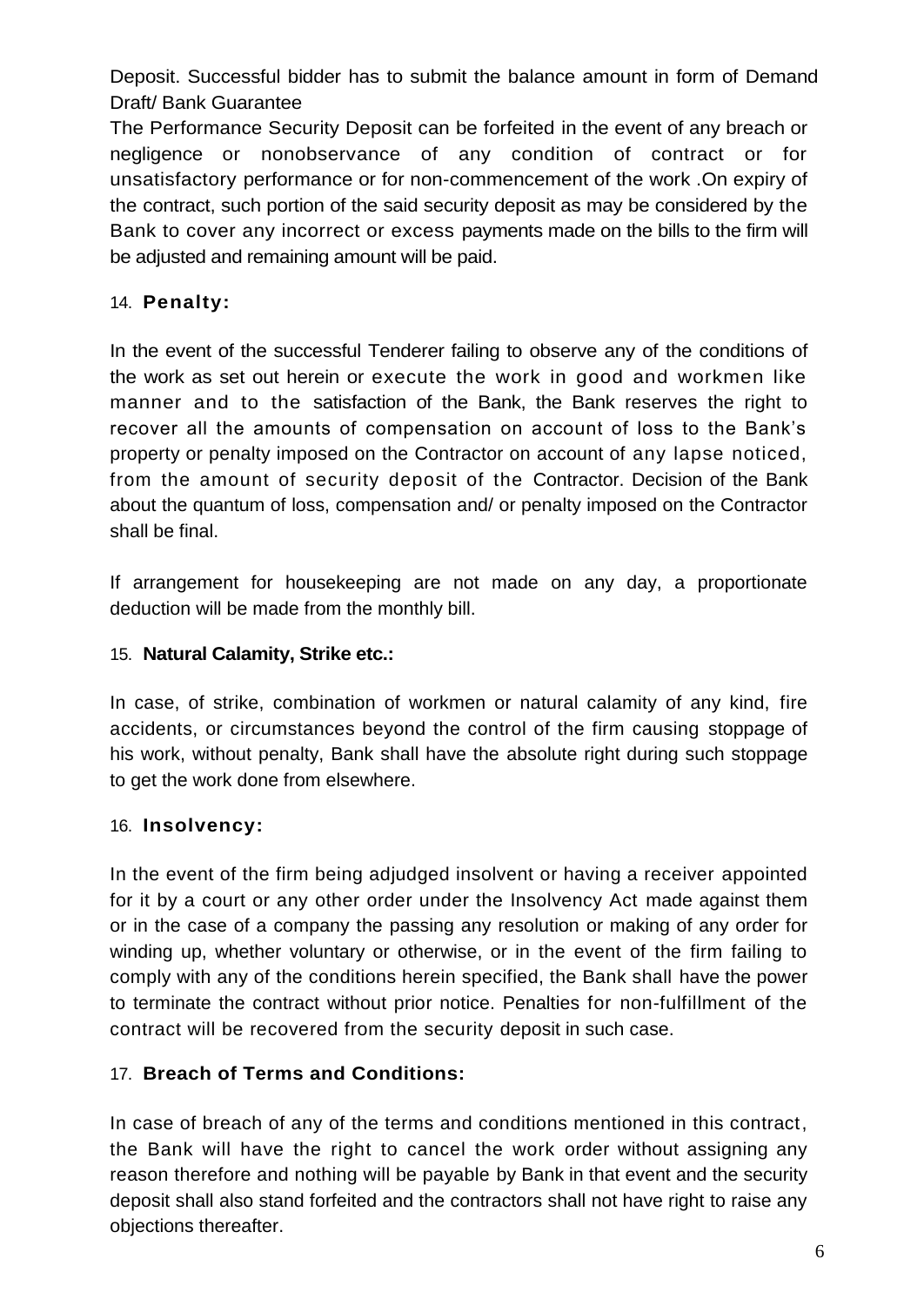Deposit. Successful bidder has to submit the balance amount in form of Demand Draft/ Bank Guarantee

The Performance Security Deposit can be forfeited in the event of any breach or negligence or nonobservance of any condition of contract or for unsatisfactory performance or for non-commencement of the work .On expiry of the contract, such portion of the said security deposit as may be considered by the Bank to cover any incorrect or excess payments made on the bills to the firm will be adjusted and remaining amount will be paid.

14. **Penalty:**

In the event of the successful Tenderer failing to observe any of the conditions of the work as set out herein or execute the work in good and workmen like manner and to the satisfaction of the Bank, the Bank reserves the right to recover all the amounts of compensation on account of loss to the Bank's property or penalty imposed on the Contractor on account of any lapse noticed, from the amount of security deposit of the Contractor. Decision of the Bank about the quantum of loss, compensation and/ or penalty imposed on the Contractor shall be final.

If arrangement for housekeeping are not made on any day, a proportionate deduction will be made from the monthly bill.

15. **Natural Calamity, Strike etc.:**

In case, of strike, combination of workmen or natural calamity of any kind, fire accidents, or circumstances beyond the control of the firm causing stoppage of his work, without penalty, Bank shall have the absolute right during such stoppage to get the work done from elsewhere.

16. **Insolvency:**

In the event of the firm being adjudged insolvent or having a receiver appointed for it by a court or any other order under the Insolvency Act made against them or in the case of a company the passing any resolution or making of any order for winding up, whether voluntary or otherwise, or in the event of the firm failing to comply with any of the conditions herein specified, the Bank shall have the power to terminate the contract without prior notice. Penalties for non-fulfillment of the contract will be recovered from the security deposit in such case.

17. **Breach of Terms and Conditions:**

In case of breach of any of the terms and conditions mentioned in this contract, the Bank will have the right to cancel the work order without assigning any reason therefore and nothing will be payable by Bank in that event and the security deposit shall also stand forfeited and the contractors shall not have right to raise any objections thereafter.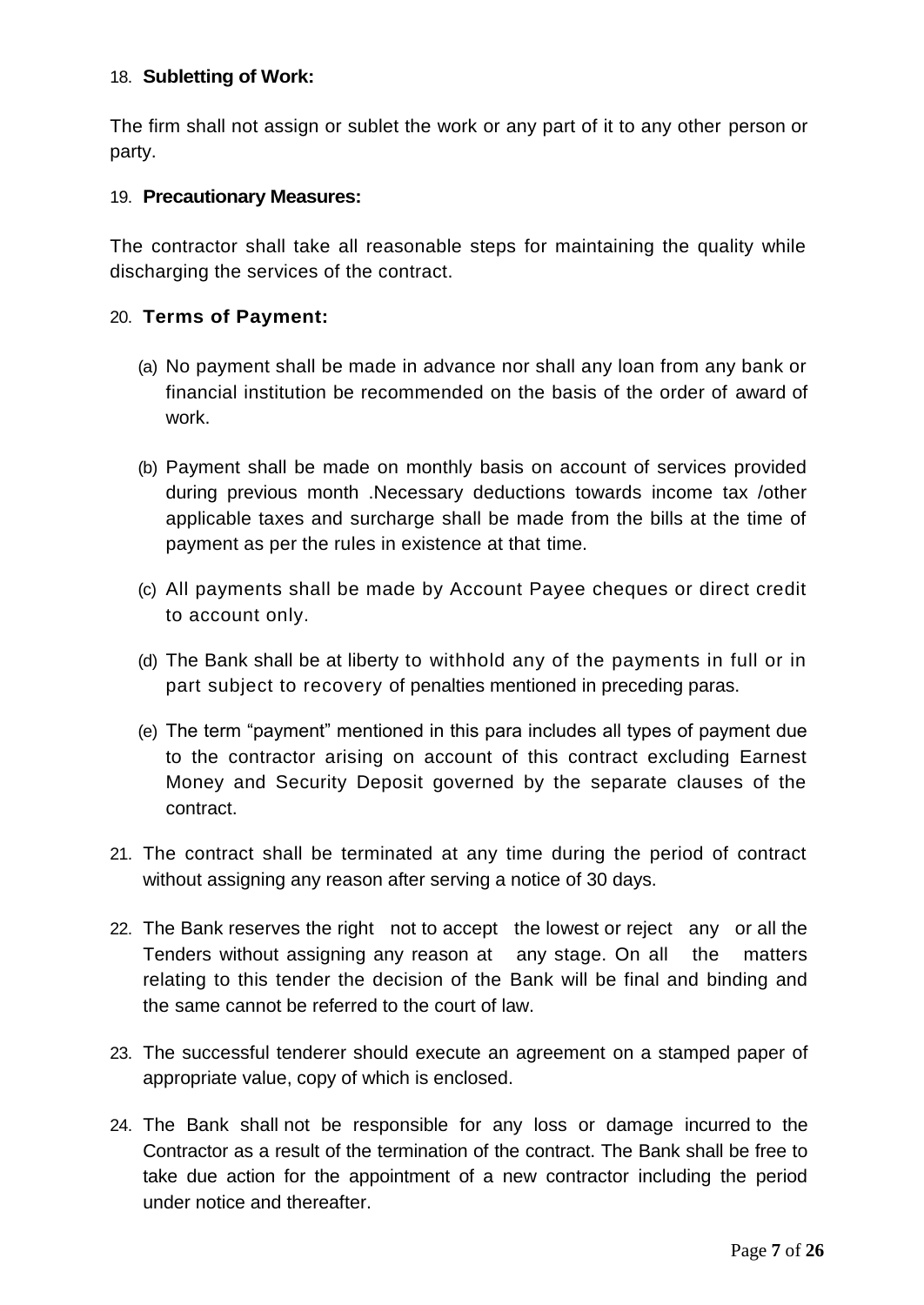18. **Subletting of Work:**

The firm shall not assign or sublet the work or any part of it to any other person or party.

19. **Precautionary Measures:**

The contractor shall take all reasonable steps for maintaining the quality while discharging the services of the contract.

20. **Terms of Payment:**

(a) No payment shall be made in advance nor shall any loan from any bank or financial institution be recommended on the basis of the order of award of work.

(b) Payment shall be made on monthly basis on account of services provided during previous month .Necessary deductions towards income tax /other applicable taxes and surcharge shall be made from the bills at the time of payment as per the rules in existence at that time.

(c) All payments shall be made by Account Payee cheques or direct credit to account only.

(d) The Bank shall be at liberty to withhold any of the payments in full or in part subject to recovery of penalties mentioned in preceding paras.

(e) The term "payment" mentioned in this para includes all types of payment due to the contractor arising on account of this contract excluding Earnest Money and Security Deposit governed by the separate clauses of the contract.

21. The contract shall be terminated at any time during the period of contract without assigning any reason after serving a notice of 30 days.

22. The Bank reserves the right not to accept the lowest or reject any or all the Tenders without assigning any reason at any stage. On all the matters relating to this tender the decision of the Bank will be final and binding and the same cannot be referred to the court of law.

23. The successful tenderer should execute an agreement on a stamped paper of appropriate value, copy of which is enclosed.

24. The Bank shall not be responsible for any loss or damage incurred to the Contractor as a result of the termination of the contract. The Bank shall be free to take due action for the appointment of a new contractor including the period under notice and thereafter.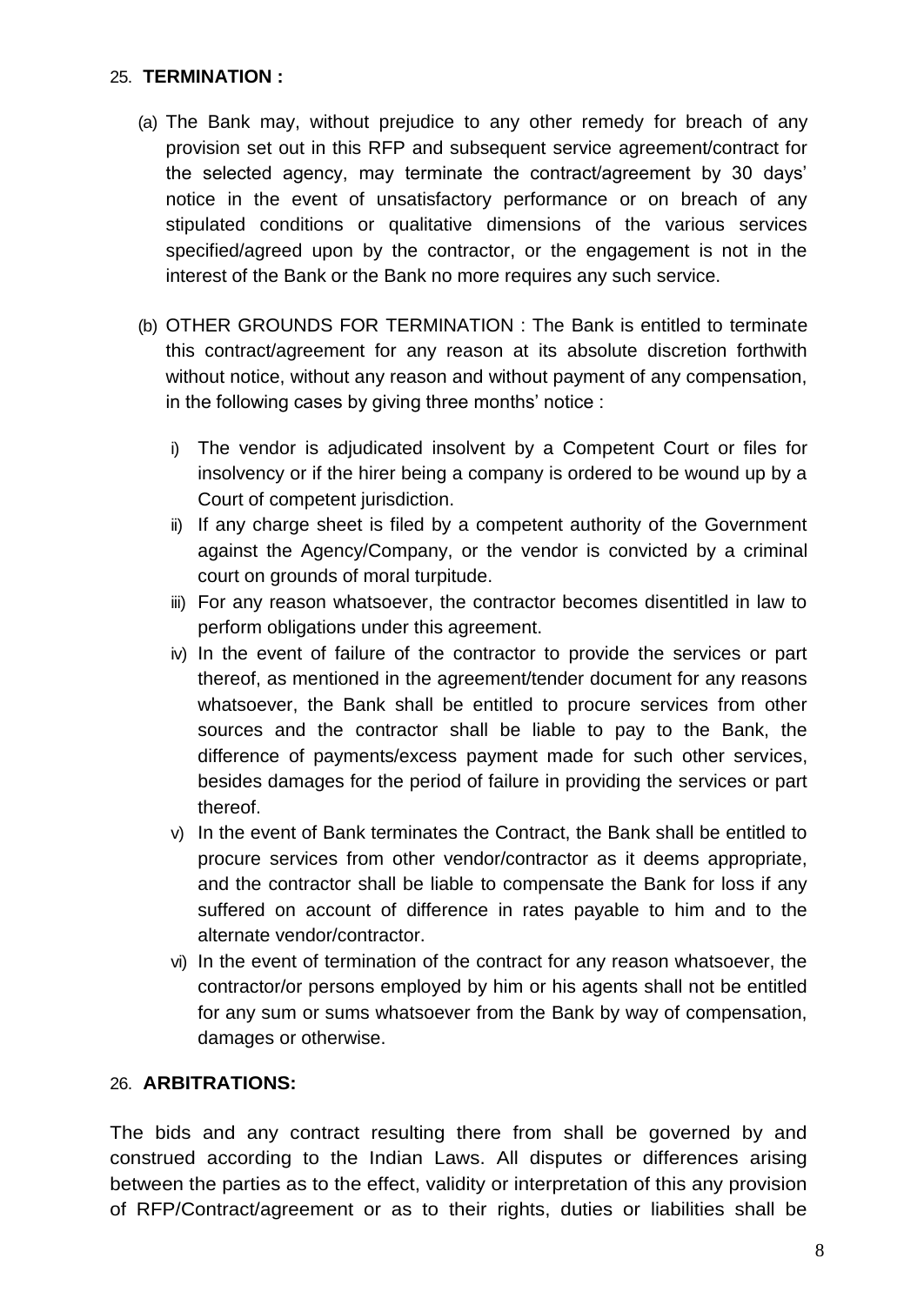## 25. TERMINATION :

(a) The Bank may, without prejudice to any other remedy for breach of any provision set out in this RFP and subsequent service agreement/contract for the selected agency, may terminate the contract/agreement by 30 days' notice in the event of unsatisfactory performance or on breach of any stipulated conditions or qualitative dimensions of the various services specified/agreed upon by the contractor, or the engagement is not in the interest of the Bank or the Bank no more requires any such service.

(b) OTHER GROUNDS FOR TERMINATION : The Bank is entitled to terminate this contract/agreement for any reason at its absolute discretion forthwith without notice, without any reason and without payment of any compensation, in the following cases by giving three months' notice :

i) The vendor is adjudicated insolvent by a Competent Court or files for insolvency or if the hirer being a company is ordered to be wound up by a Court of competent jurisdiction.

ii) If any charge sheet is filed by a competent authority of the Government against the Agency/Company, or the vendor is convicted by a criminal court on grounds of moral turpitude.

iii) For any reason whatsoever, the contractor becomes disentitled in law to perform obligations under this agreement.

iv) In the event of failure of the contractor to provide the services or part thereof, as mentioned in the agreement/tender document for any reasons whatsoever, the Bank shall be entitled to procure services from other sources and the contractor shall be liable to pay to the Bank, the difference of payments/excess payment made for such other services, besides damages for the period of failure in providing the services or part thereof.

v) In the event of Bank terminates the Contract, the Bank shall be entitled to procure services from other vendor/contractor as it deems appropriate, and the contractor shall be liable to compensate the Bank for loss if any suffered on account of difference in rates payable to him and to the alternate vendor/contractor.

vi) In the event of termination of the contract for any reason whatsoever, the contractor/or persons employed by him or his agents shall not be entitled for any sum or sums whatsoever from the Bank by way of compensation, damages or otherwise.

## 26. ARBITRATIONS:

The bids and any contract resulting there from shall be governed by and construed according to the Indian Laws. All disputes or differences arising between the parties as to the effect, validity or interpretation of this any provision of RFP/Contract/agreement or as to their rights, duties or liabilities shall be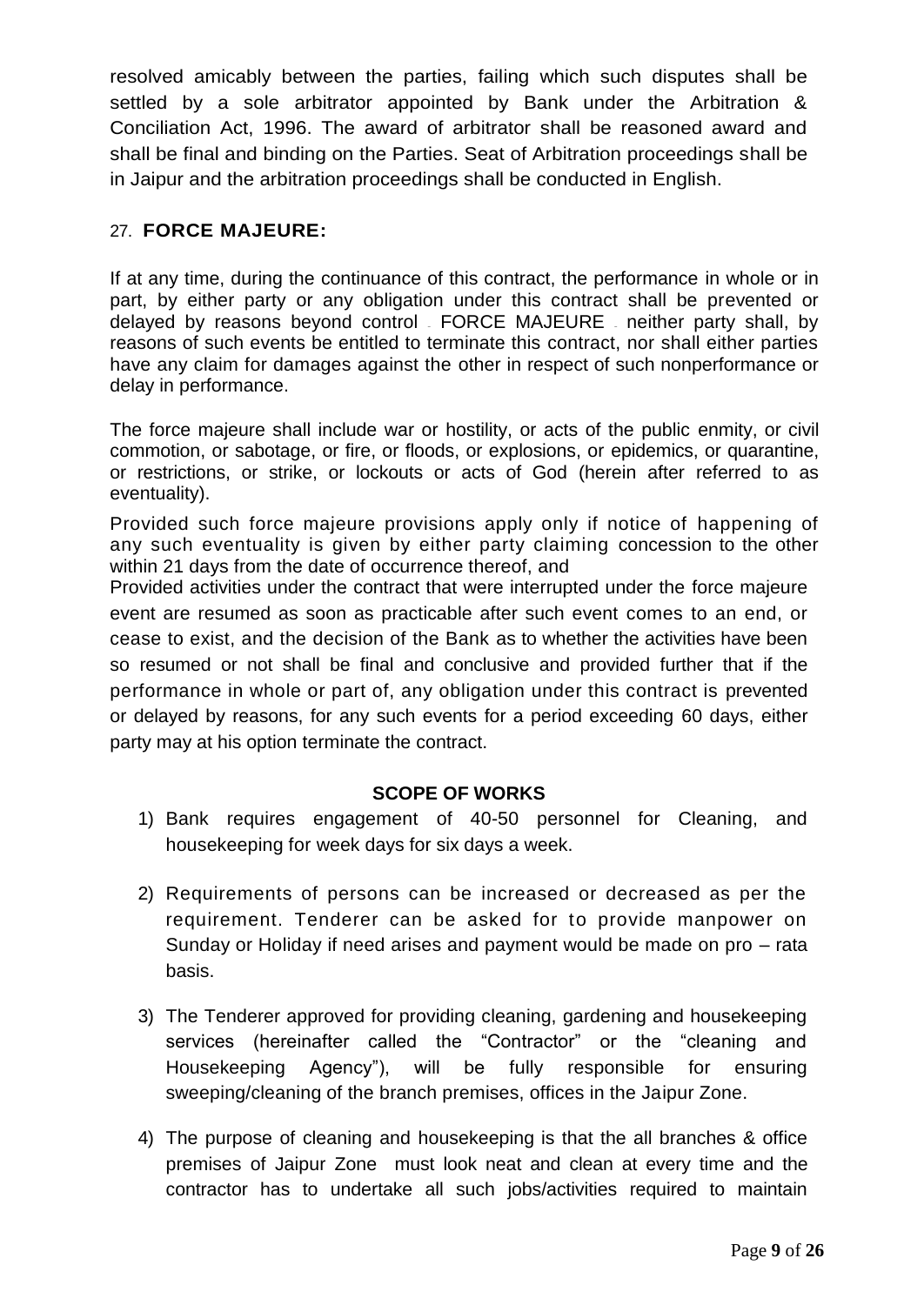resolved amicably between the parties, failing which such disputes shall be settled by a sole arbitrator appointed by Bank under the Arbitration & Conciliation Act, 1996. The award of arbitrator shall be reasoned award and shall be final and binding on the Parties. Seat of Arbitration proceedings shall be in Jaipur and the arbitration proceedings shall be conducted in English.

## 27. FORCE MAJEURE:

If at any time, during the continuance of this contract, the performance in whole or in part, by either party or any obligation under this contract shall be prevented or delayed by reasons beyond control - FORCE MAJEURE - neither party shall, by reasons of such events be entitled to terminate this contract, nor shall either parties have any claim for damages against the other in respect of such nonperformance or delay in performance.

The force majeure shall include war or hostility, or acts of the public enmity, or civil commotion, or sabotage, or fire, or floods, or explosions, or epidemics, or quarantine, or restrictions, or strike, or lockouts or acts of God (herein after referred to as eventuality).

Provided such force majeure provisions apply only if notice of happening of any such eventuality is given by either party claiming concession to the other within 21 days from the date of occurrence thereof, and

Provided activities under the contract that were interrupted under the force majeure event are resumed as soon as practicable after such event comes to an end, or cease to exist, and the decision of the Bank as to whether the activities have been so resumed or not shall be final and conclusive and provided further that if the performance in whole or part of, any obligation under this contract is prevented or delayed by reasons, for any such events for a period exceeding 60 days, either party may at his option terminate the contract.

## SCOPE OF WORKS

1) Bank requires engagement of 40-50 personnel for Cleaning, and housekeeping for week days for six days a week.

2) Requirements of persons can be increased or decreased as per the requirement. Tenderer can be asked for to provide manpower on Sunday or Holiday if need arises and payment would be made on pro – rata basis.

3) The Tenderer approved for providing cleaning, gardening and housekeeping services (hereinafter called the "Contractor" or the "cleaning and Housekeeping Agency"), will be fully responsible for ensuring sweeping/cleaning of the branch premises, offices in the Jaipur Zone.

4) The purpose of cleaning and housekeeping is that the all branches & office premises of Jaipur Zone must look neat and clean at every time and the contractor has to undertake all such jobs/activities required to maintain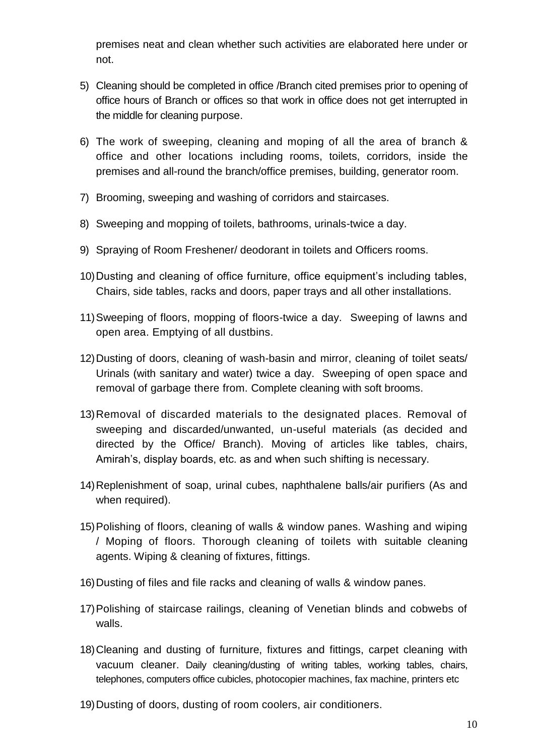premises neat and clean whether such activities are elaborated here under or not.

5) Cleaning should be completed in office /Branch cited premises prior to opening of office hours of Branch or offices so that work in office does not get interrupted in the middle for cleaning purpose.

6) The work of sweeping, cleaning and moping of all the area of branch & office and other locations including rooms, toilets, corridors, inside the premises and all-round the branch/office premises, building, generator room.

7) Brooming, sweeping and washing of corridors and staircases.

8) Sweeping and mopping of toilets, bathrooms, urinals-twice a day.

9) Spraying of Room Freshener/ deodorant in toilets and Officers rooms.

10) Dusting and cleaning of office furniture, office equipment's including tables, Chairs, side tables, racks and doors, paper trays and all other installations.

11) Sweeping of floors, mopping of floors-twice a day. Sweeping of lawns and open area. Emptying of all dustbins.

12) Dusting of doors, cleaning of wash-basin and mirror, cleaning of toilet seats/ Urinals (with sanitary and water) twice a day. Sweeping of open space and removal of garbage there from. Complete cleaning with soft brooms.

13) Removal of discarded materials to the designated places. Removal of sweeping and discarded/unwanted, un-useful materials (as decided and directed by the Office/ Branch). Moving of articles like tables, chairs, Amirah's, display boards, etc. as and when such shifting is necessary.

14) Replenishment of soap, urinal cubes, naphthalene balls/air purifiers (As and when required).

15) Polishing of floors, cleaning of walls & window panes. Washing and wiping / Moping of floors. Thorough cleaning of toilets with suitable cleaning agents. Wiping & cleaning of fixtures, fittings.

16) Dusting of files and file racks and cleaning of walls & window panes.

17) Polishing of staircase railings, cleaning of Venetian blinds and cobwebs of walls.

18) Cleaning and dusting of furniture, fixtures and fittings, carpet cleaning with vacuum cleaner. Daily cleaning/dusting of writing tables, working tables, chairs, telephones, computers office cubicles, photocopier machines, fax machine, printers etc

19) Dusting of doors, dusting of room coolers, air conditioners.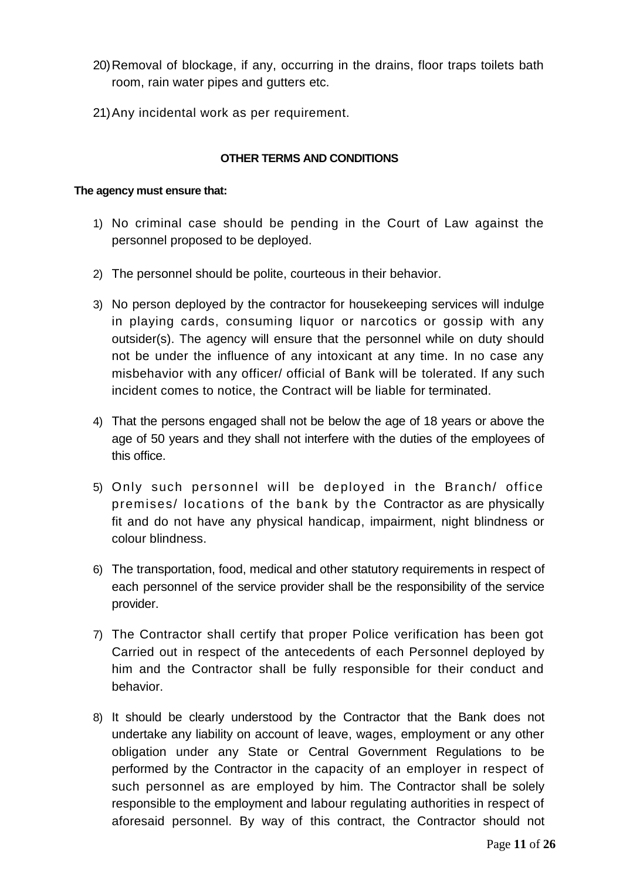20) Removal of blockage, if any, occurring in the drains, floor traps toilets bath room, rain water pipes and gutters etc.

21) Any incidental work as per requirement.

**OTHER TERMS AND CONDITIONS**

**The agency must ensure that:**

1) No criminal case should be pending in the Court of Law against the personnel proposed to be deployed.

2) The personnel should be polite, courteous in their behavior.

3) No person deployed by the contractor for housekeeping services will indulge in playing cards, consuming liquor or narcotics or gossip with any outsider(s). The agency will ensure that the personnel while on duty should not be under the influence of any intoxicant at any time. In no case any misbehavior with any officer/ official of Bank will be tolerated. If any such incident comes to notice, the Contract will be liable for terminated.

4) That the persons engaged shall not be below the age of 18 years or above the age of 50 years and they shall not interfere with the duties of the employees of this office.

5) Only such personnel will be deployed in the Branch/ office premises/ locations of the bank by the Contractor as are physically fit and do not have any physical handicap, impairment, night blindness or colour blindness.

6) The transportation, food, medical and other statutory requirements in respect of each personnel of the service provider shall be the responsibility of the service provider.

7) The Contractor shall certify that proper Police verification has been got Carried out in respect of the antecedents of each Personnel deployed by him and the Contractor shall be fully responsible for their conduct and behavior.

8) It should be clearly understood by the Contractor that the Bank does not undertake any liability on account of leave, wages, employment or any other obligation under any State or Central Government Regulations to be performed by the Contractor in the capacity of an employer in respect of such personnel as are employed by him. The Contractor shall be solely responsible to the employment and labour regulating authorities in respect of aforesaid personnel. By way of this contract, the Contractor should not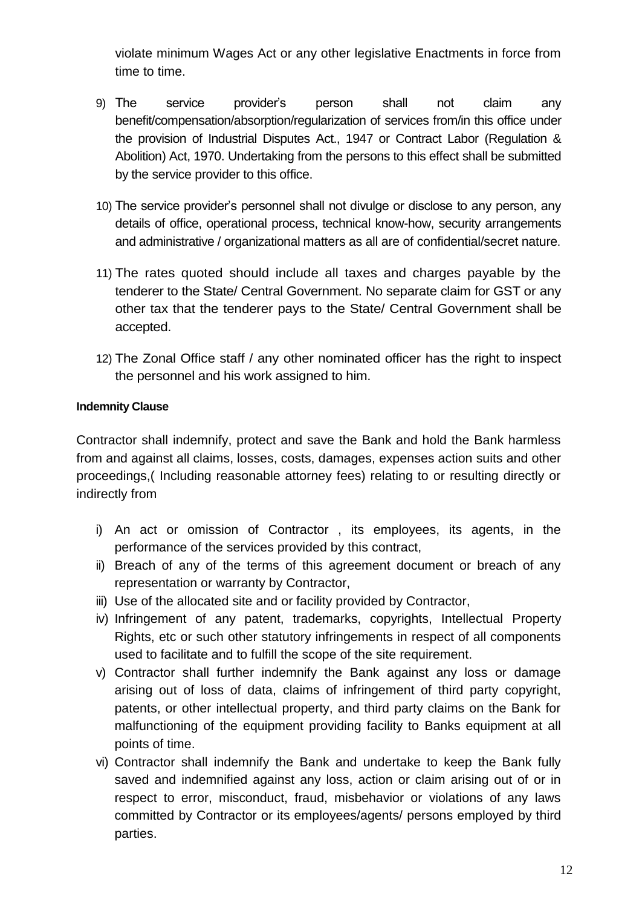violate minimum Wages Act or any other legislative Enactments in force from time to time.

9) The service provider's person shall not claim any benefit/compensation/absorption/regularization of services from/in this office under the provision of Industrial Disputes Act., 1947 or Contract Labor (Regulation & Abolition) Act, 1970. Undertaking from the persons to this effect shall be submitted by the service provider to this office.

10) The service provider's personnel shall not divulge or disclose to any person, any details of office, operational process, technical know-how, security arrangements and administrative / organizational matters as all are of confidential/secret nature.

11) The rates quoted should include all taxes and charges payable by the tenderer to the State/ Central Government. No separate claim for GST or any other tax that the tenderer pays to the State/ Central Government shall be accepted.

12) The Zonal Office staff / any other nominated officer has the right to inspect the personnel and his work assigned to him.

**Indemnity Clause**

Contractor shall indemnify, protect and save the Bank and hold the Bank harmless from and against all claims, losses, costs, damages, expenses action suits and other proceedings,( Including reasonable attorney fees) relating to or resulting directly or indirectly from

i) An act or omission of Contractor , its employees, its agents, in the performance of the services provided by this contract,
ii) Breach of any of the terms of this agreement document or breach of any representation or warranty by Contractor,
iii) Use of the allocated site and or facility provided by Contractor,
iv) Infringement of any patent, trademarks, copyrights, Intellectual Property Rights, etc or such other statutory infringements in respect of all components used to facilitate and to fulfill the scope of the site requirement.
v) Contractor shall further indemnify the Bank against any loss or damage arising out of loss of data, claims of infringement of third party copyright, patents, or other intellectual property, and third party claims on the Bank for malfunctioning of the equipment providing facility to Banks equipment at all points of time.
vi) Contractor shall indemnify the Bank and undertake to keep the Bank fully saved and indemnified against any loss, action or claim arising out of or in respect to error, misconduct, fraud, misbehavior or violations of any laws committed by Contractor or its employees/agents/ persons employed by third parties.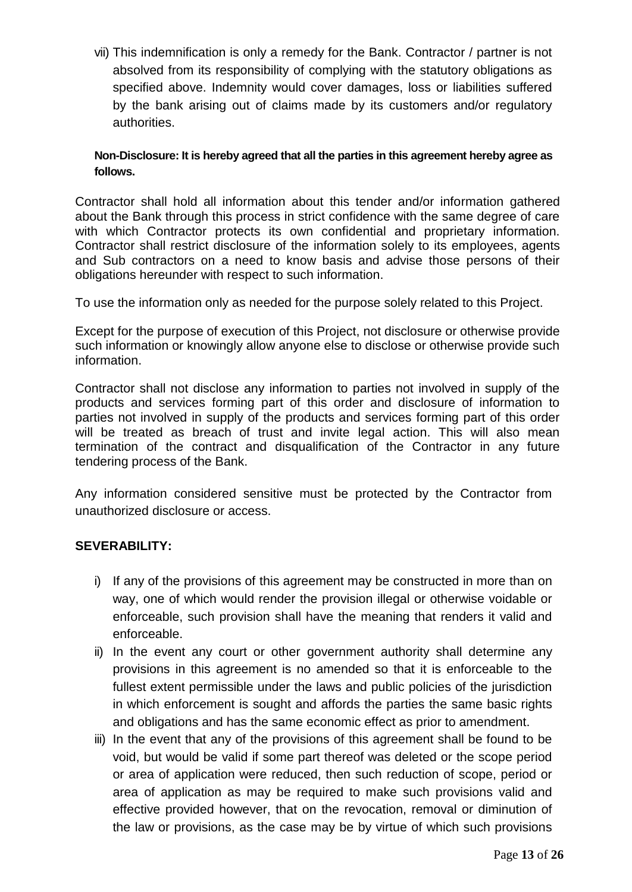vii) This indemnification is only a remedy for the Bank. Contractor / partner is not absolved from its responsibility of complying with the statutory obligations as specified above. Indemnity would cover damages, loss or liabilities suffered by the bank arising out of claims made by its customers and/or regulatory authorities.

**Non-Disclosure: It is hereby agreed that all the parties in this agreement hereby agree as follows.**

Contractor shall hold all information about this tender and/or information gathered about the Bank through this process in strict confidence with the same degree of care with which Contractor protects its own confidential and proprietary information. Contractor shall restrict disclosure of the information solely to its employees, agents and Sub contractors on a need to know basis and advise those persons of their obligations hereunder with respect to such information.

To use the information only as needed for the purpose solely related to this Project.

Except for the purpose of execution of this Project, not disclosure or otherwise provide such information or knowingly allow anyone else to disclose or otherwise provide such information.

Contractor shall not disclose any information to parties not involved in supply of the products and services forming part of this order and disclosure of information to parties not involved in supply of the products and services forming part of this order will be treated as breach of trust and invite legal action. This will also mean termination of the contract and disqualification of the Contractor in any future tendering process of the Bank.

Any information considered sensitive must be protected by the Contractor from unauthorized disclosure or access.

**SEVERABILITY:**

i) If any of the provisions of this agreement may be constructed in more than on way, one of which would render the provision illegal or otherwise voidable or enforceable, such provision shall have the meaning that renders it valid and enforceable.

ii) In the event any court or other government authority shall determine any provisions in this agreement is no amended so that it is enforceable to the fullest extent permissible under the laws and public policies of the jurisdiction in which enforcement is sought and affords the parties the same basic rights and obligations and has the same economic effect as prior to amendment.

iii) In the event that any of the provisions of this agreement shall be found to be void, but would be valid if some part thereof was deleted or the scope period or area of application were reduced, then such reduction of scope, period or area of application as may be required to make such provisions valid and effective provided however, that on the revocation, removal or diminution of the law or provisions, as the case may be by virtue of which such provisions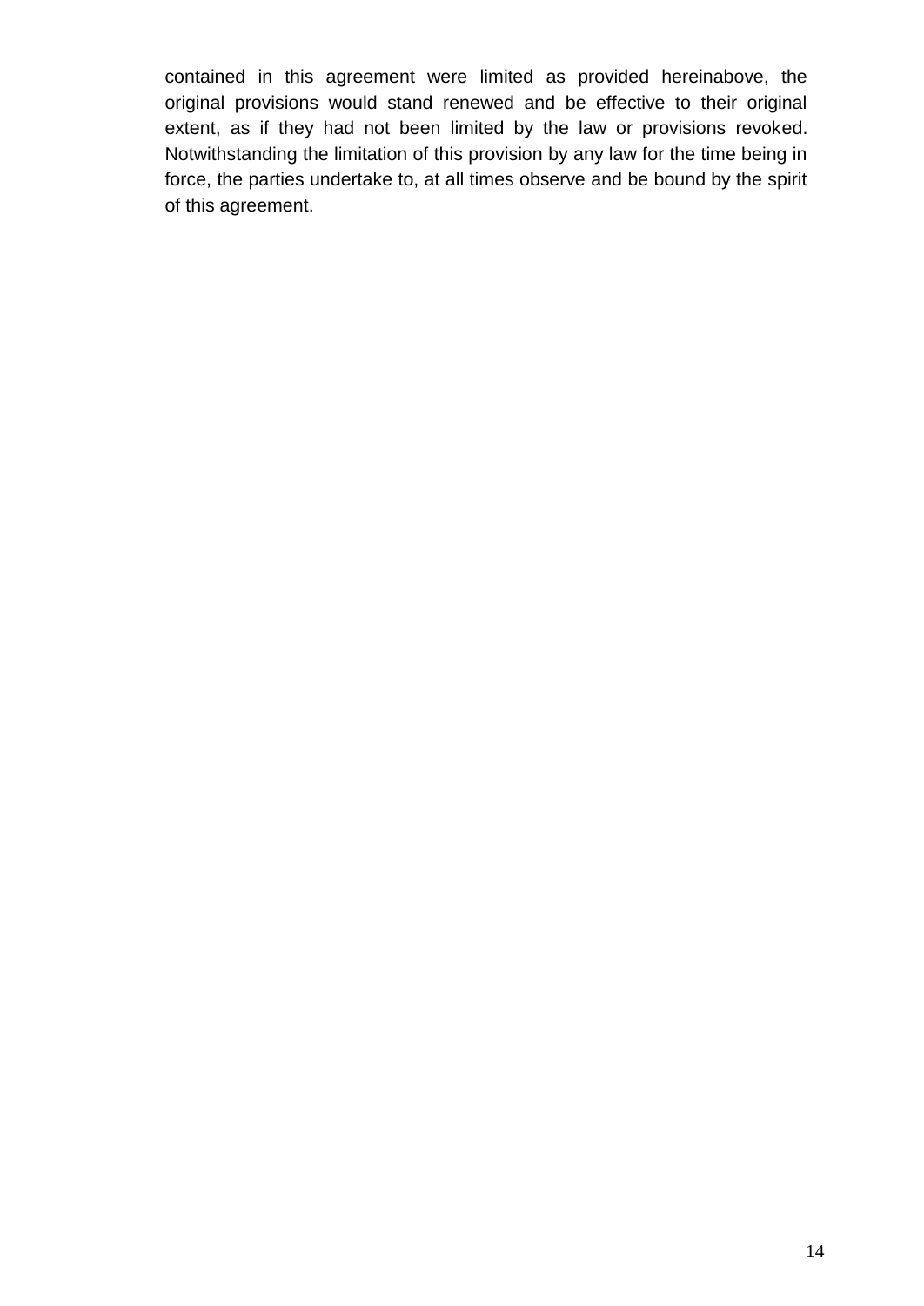contained in this agreement were limited as provided hereinabove, the original provisions would stand renewed and be effective to their original extent, as if they had not been limited by the law or provisions revoked. Notwithstanding the limitation of this provision by any law for the time being in force, the parties undertake to, at all times observe and be bound by the spirit of this agreement.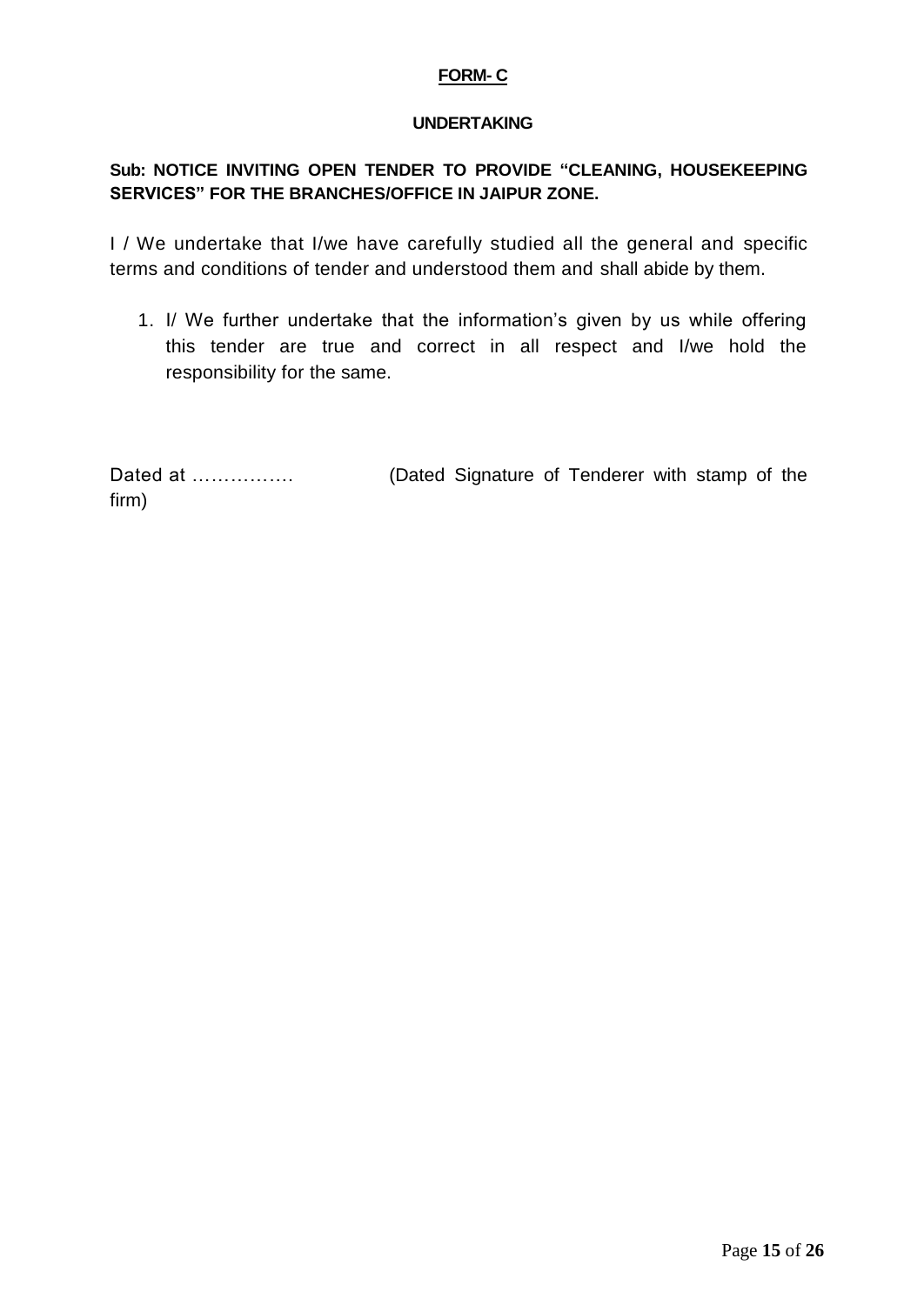**FORM- C**

**UNDERTAKING**

**Sub: NOTICE INVITING OPEN TENDER TO PROVIDE "CLEANING, HOUSEKEEPING SERVICES" FOR THE BRANCHES/OFFICE IN JAIPUR ZONE.**

I / We undertake that I/we have carefully studied all the general and specific terms and conditions of tender and understood them and shall abide by them.

1. I/ We further undertake that the information's given by us while offering this tender are true and correct in all respect and I/we hold the responsibility for the same.

Dated at ……………. (Dated Signature of Tenderer with stamp of the firm)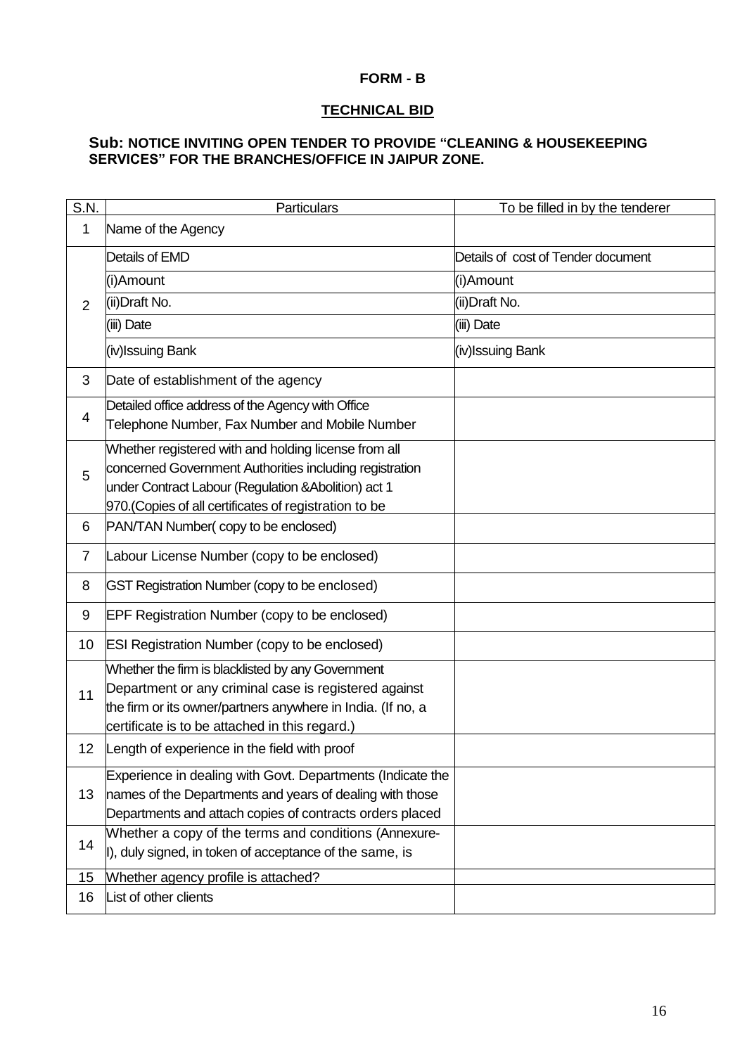**FORM - B**

**TECHNICAL BID**

**Sub: NOTICE INVITING OPEN TENDER TO PROVIDE "CLEANING & HOUSEKEEPING SERVICES" FOR THE BRANCHES/OFFICE IN JAIPUR ZONE.**

| S.N. | Particulars | To be filled in by the tenderer |
|---|---|---|
| 1 | Name of the Agency | |
| 2 | Details of EMD | Details of cost of Tender document |
| | (i)Amount | (i)Amount |
| | (ii)Draft No. | (ii)Draft No. |
| | (iii) Date | (iii) Date |
| | (iv)Issuing Bank | (iv)Issuing Bank |
| 3 | Date of establishment of the agency | |
| 4 | Detailed office address of the Agency with Office Telephone Number, Fax Number and Mobile Number | |
| 5 | Whether registered with and holding license from all concerned Government Authorities including registration under Contract Labour (Regulation &Abolition) act 1 970.(Copies of all certificates of registration to be | |
| 6 | PAN/TAN Number( copy to be enclosed) | |
| 7 | Labour License Number (copy to be enclosed) | |
| 8 | GST Registration Number (copy to be enclosed) | |
| 9 | EPF Registration Number (copy to be enclosed) | |
| 10 | ESI Registration Number (copy to be enclosed) | |
| 11 | Whether the firm is blacklisted by any Government Department or any criminal case is registered against the firm or its owner/partners anywhere in India. (If no, a certificate is to be attached in this regard.) | |
| 12 | Length of experience in the field with proof | |
| 13 | Experience in dealing with Govt. Departments (Indicate the names of the Departments and years of dealing with those Departments and attach copies of contracts orders placed | |
| 14 | Whether a copy of the terms and conditions (Annexure-I), duly signed, in token of acceptance of the same, is | |
| 15 | Whether agency profile is attached? | |
| 16 | List of other clients | |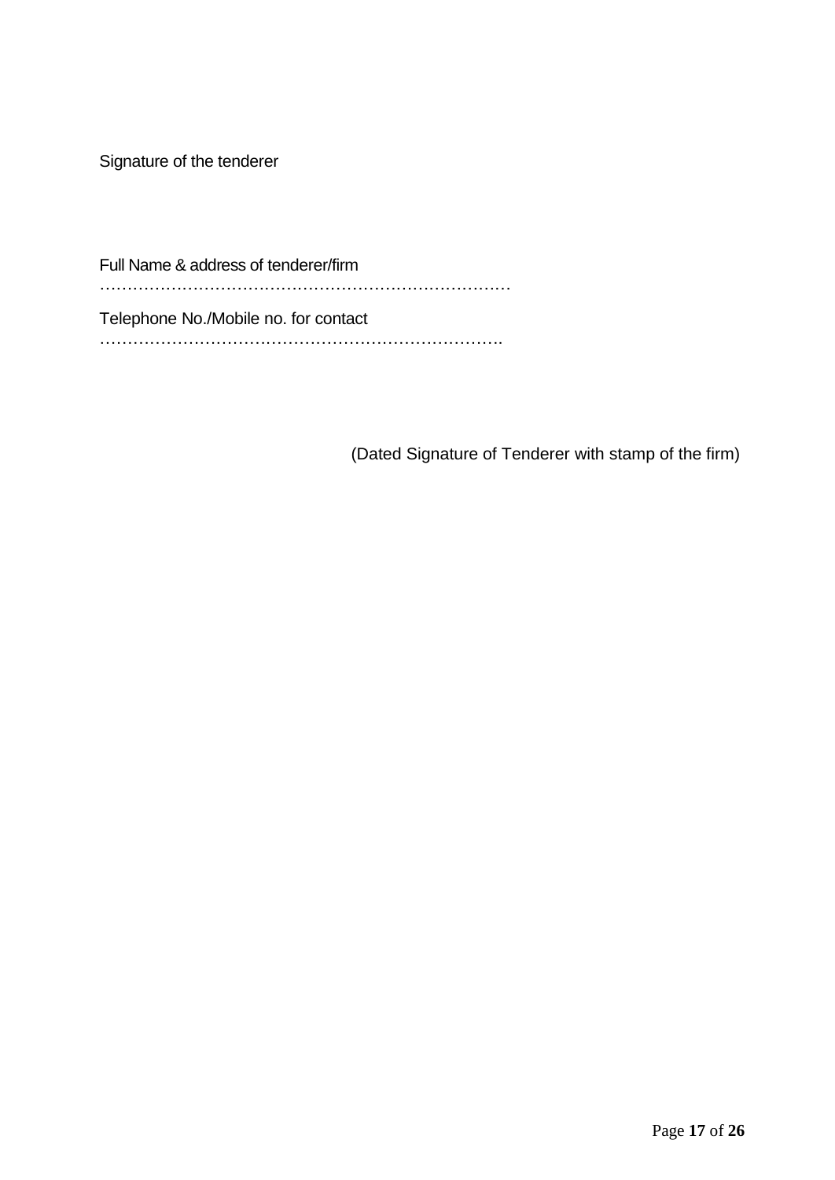Signature of the tenderer

Full Name & address of tenderer/firm
…………………………………………………………………

Telephone No./Mobile no. for contact
……………………………………………………………….

(Dated Signature of Tenderer with stamp of the firm)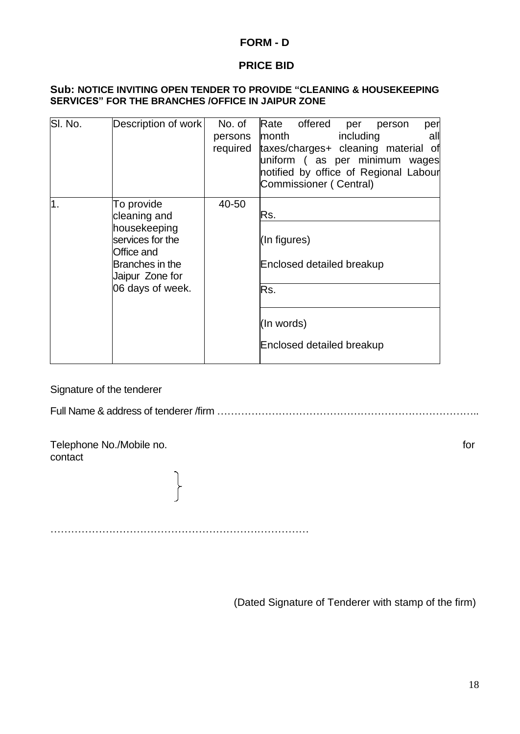# FORM - D

## PRICE BID

**Sub: NOTICE INVITING OPEN TENDER TO PROVIDE "CLEANING & HOUSEKEEPING SERVICES" FOR THE BRANCHES /OFFICE IN JAIPUR ZONE**

| Sl. No. | Description of work | No. of persons required | Rate offered per person per month including all taxes/charges+ cleaning material of uniform ( as per minimum wages notified by office of Regional Labour Commissioner ( Central) |
|---|---|---|---|
| 1. | To provide cleaning and housekeeping services for the Office and Branches in the Jaipur Zone for 06 days of week. | 40-50 | Rs. |
| | | | (In figures)<br>Enclosed detailed breakup |
| | | | Rs. |
| | | | (In words)<br>Enclosed detailed breakup |

Signature of the tenderer

Full Name & address of tenderer /firm …………………………………………………………………..

Telephone No./Mobile no. for contact

}

………………………………………………………………

(Dated Signature of Tenderer with stamp of the firm)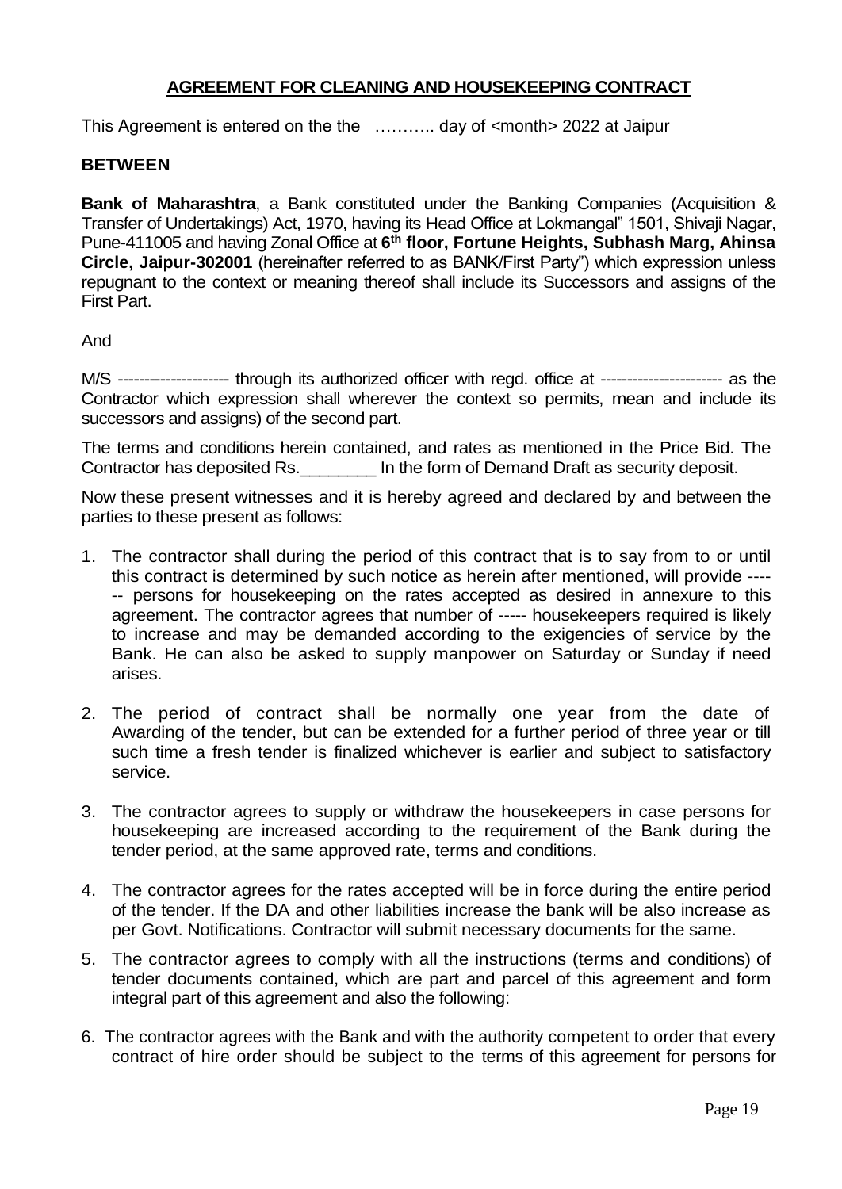## AGREEMENT FOR CLEANING AND HOUSEKEEPING CONTRACT

This Agreement is entered on the the ……….. day of <month> 2022 at Jaipur

**BETWEEN**

**Bank of Maharashtra**, a Bank constituted under the Banking Companies (Acquisition & Transfer of Undertakings) Act, 1970, having its Head Office at Lokmangal" 1501, Shivaji Nagar, Pune-411005 and having Zonal Office at **6th floor, Fortune Heights, Subhash Marg, Ahinsa Circle, Jaipur-302001** (hereinafter referred to as BANK/First Party") which expression unless repugnant to the context or meaning thereof shall include its Successors and assigns of the First Part.

And

M/S -------------------- through its authorized officer with regd. office at ---------------------- as the Contractor which expression shall wherever the context so permits, mean and include its successors and assigns) of the second part.

The terms and conditions herein contained, and rates as mentioned in the Price Bid. The Contractor has deposited Rs.________ In the form of Demand Draft as security deposit.

Now these present witnesses and it is hereby agreed and declared by and between the parties to these present as follows:

1. The contractor shall during the period of this contract that is to say from to or until this contract is determined by such notice as herein after mentioned, will provide ------ persons for housekeeping on the rates accepted as desired in annexure to this agreement. The contractor agrees that number of ----- housekeepers required is likely to increase and may be demanded according to the exigencies of service by the Bank. He can also be asked to supply manpower on Saturday or Sunday if need arises.

2. The period of contract shall be normally one year from the date of Awarding of the tender, but can be extended for a further period of three year or till such time a fresh tender is finalized whichever is earlier and subject to satisfactory service.

3. The contractor agrees to supply or withdraw the housekeepers in case persons for housekeeping are increased according to the requirement of the Bank during the tender period, at the same approved rate, terms and conditions.

4. The contractor agrees for the rates accepted will be in force during the entire period of the tender. If the DA and other liabilities increase the bank will be also increase as per Govt. Notifications. Contractor will submit necessary documents for the same.

5. The contractor agrees to comply with all the instructions (terms and conditions) of tender documents contained, which are part and parcel of this agreement and form integral part of this agreement and also the following:

6. The contractor agrees with the Bank and with the authority competent to order that every contract of hire order should be subject to the terms of this agreement for persons for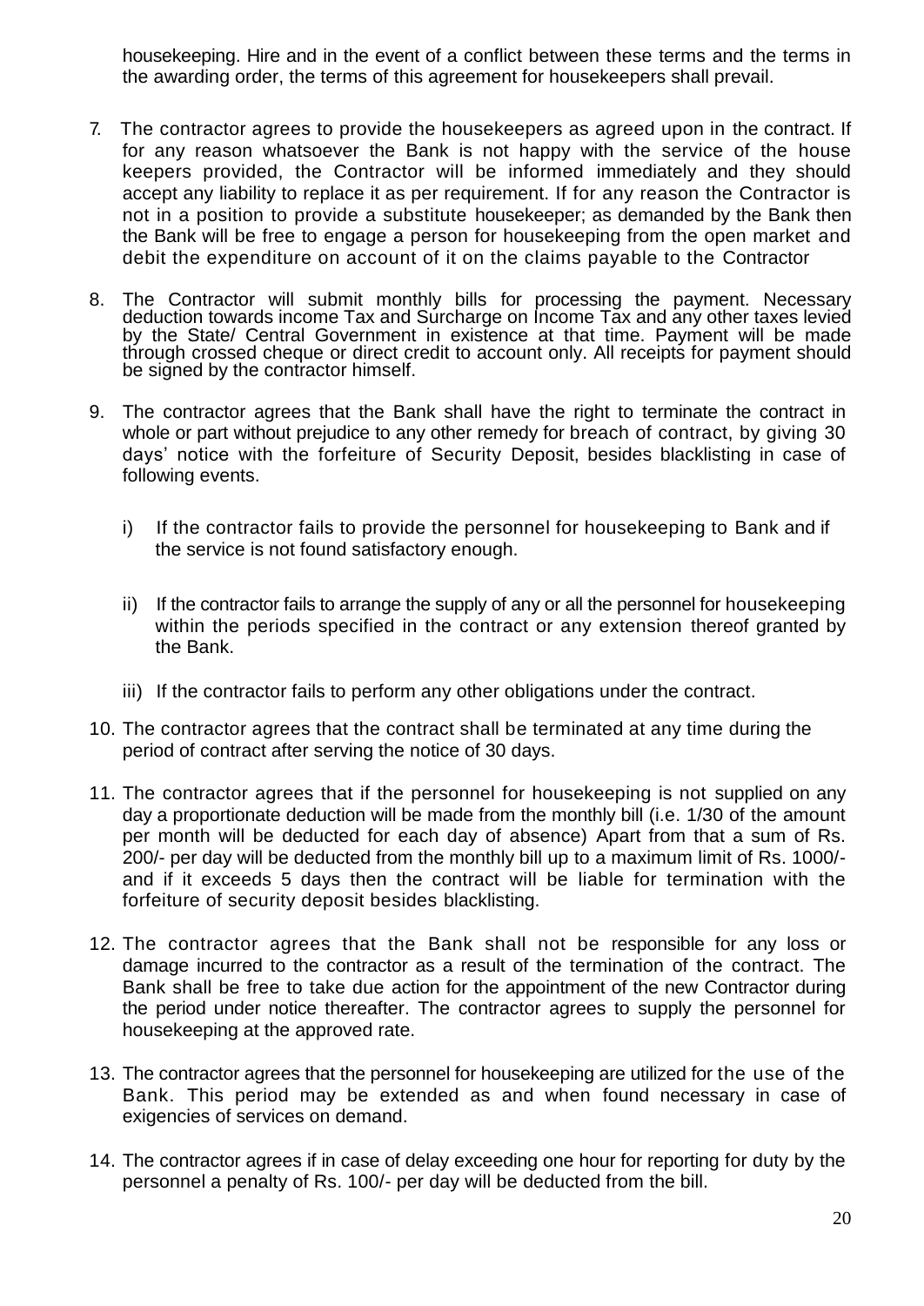housekeeping. Hire and in the event of a conflict between these terms and the terms in the awarding order, the terms of this agreement for housekeepers shall prevail.

7. The contractor agrees to provide the housekeepers as agreed upon in the contract. If for any reason whatsoever the Bank is not happy with the service of the house keepers provided, the Contractor will be informed immediately and they should accept any liability to replace it as per requirement. If for any reason the Contractor is not in a position to provide a substitute housekeeper; as demanded by the Bank then the Bank will be free to engage a person for housekeeping from the open market and debit the expenditure on account of it on the claims payable to the Contractor

8. The Contractor will submit monthly bills for processing the payment. Necessary deduction towards income Tax and Surcharge on Income Tax and any other taxes levied by the State/ Central Government in existence at that time. Payment will be made through crossed cheque or direct credit to account only. All receipts for payment should be signed by the contractor himself.

9. The contractor agrees that the Bank shall have the right to terminate the contract in whole or part without prejudice to any other remedy for breach of contract, by giving 30 days' notice with the forfeiture of Security Deposit, besides blacklisting in case of following events.

   i) If the contractor fails to provide the personnel for housekeeping to Bank and if the service is not found satisfactory enough.

   ii) If the contractor fails to arrange the supply of any or all the personnel for housekeeping within the periods specified in the contract or any extension thereof granted by the Bank.

   iii) If the contractor fails to perform any other obligations under the contract.

10. The contractor agrees that the contract shall be terminated at any time during the period of contract after serving the notice of 30 days.

11. The contractor agrees that if the personnel for housekeeping is not supplied on any day a proportionate deduction will be made from the monthly bill (i.e. 1/30 of the amount per month will be deducted for each day of absence) Apart from that a sum of Rs. 200/- per day will be deducted from the monthly bill up to a maximum limit of Rs. 1000/- and if it exceeds 5 days then the contract will be liable for termination with the forfeiture of security deposit besides blacklisting.

12. The contractor agrees that the Bank shall not be responsible for any loss or damage incurred to the contractor as a result of the termination of the contract. The Bank shall be free to take due action for the appointment of the new Contractor during the period under notice thereafter. The contractor agrees to supply the personnel for housekeeping at the approved rate.

13. The contractor agrees that the personnel for housekeeping are utilized for the use of the Bank. This period may be extended as and when found necessary in case of exigencies of services on demand.

14. The contractor agrees if in case of delay exceeding one hour for reporting for duty by the personnel a penalty of Rs. 100/- per day will be deducted from the bill.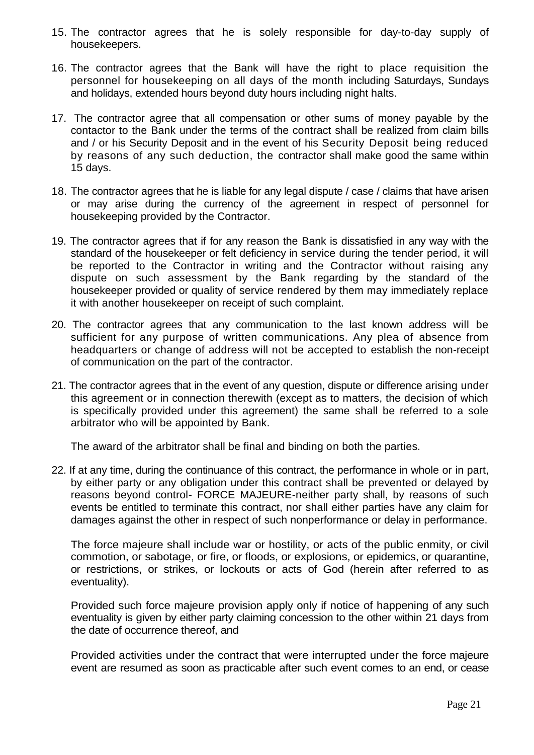15. The contractor agrees that he is solely responsible for day-to-day supply of housekeepers.

16. The contractor agrees that the Bank will have the right to place requisition the personnel for housekeeping on all days of the month including Saturdays, Sundays and holidays, extended hours beyond duty hours including night halts.

17. The contractor agree that all compensation or other sums of money payable by the contactor to the Bank under the terms of the contract shall be realized from claim bills and / or his Security Deposit and in the event of his Security Deposit being reduced by reasons of any such deduction, the contractor shall make good the same within 15 days.

18. The contractor agrees that he is liable for any legal dispute / case / claims that have arisen or may arise during the currency of the agreement in respect of personnel for housekeeping provided by the Contractor.

19. The contractor agrees that if for any reason the Bank is dissatisfied in any way with the standard of the housekeeper or felt deficiency in service during the tender period, it will be reported to the Contractor in writing and the Contractor without raising any dispute on such assessment by the Bank regarding by the standard of the housekeeper provided or quality of service rendered by them may immediately replace it with another housekeeper on receipt of such complaint.

20. The contractor agrees that any communication to the last known address will be sufficient for any purpose of written communications. Any plea of absence from headquarters or change of address will not be accepted to establish the non-receipt of communication on the part of the contractor.

21. The contractor agrees that in the event of any question, dispute or difference arising under this agreement or in connection therewith (except as to matters, the decision of which is specifically provided under this agreement) the same shall be referred to a sole arbitrator who will be appointed by Bank.

    The award of the arbitrator shall be final and binding on both the parties.

22. If at any time, during the continuance of this contract, the performance in whole or in part, by either party or any obligation under this contract shall be prevented or delayed by reasons beyond control- FORCE MAJEURE-neither party shall, by reasons of such events be entitled to terminate this contract, nor shall either parties have any claim for damages against the other in respect of such nonperformance or delay in performance.

    The force majeure shall include war or hostility, or acts of the public enmity, or civil commotion, or sabotage, or fire, or floods, or explosions, or epidemics, or quarantine, or restrictions, or strikes, or lockouts or acts of God (herein after referred to as eventuality).

    Provided such force majeure provision apply only if notice of happening of any such eventuality is given by either party claiming concession to the other within 21 days from the date of occurrence thereof, and

    Provided activities under the contract that were interrupted under the force majeure event are resumed as soon as practicable after such event comes to an end, or cease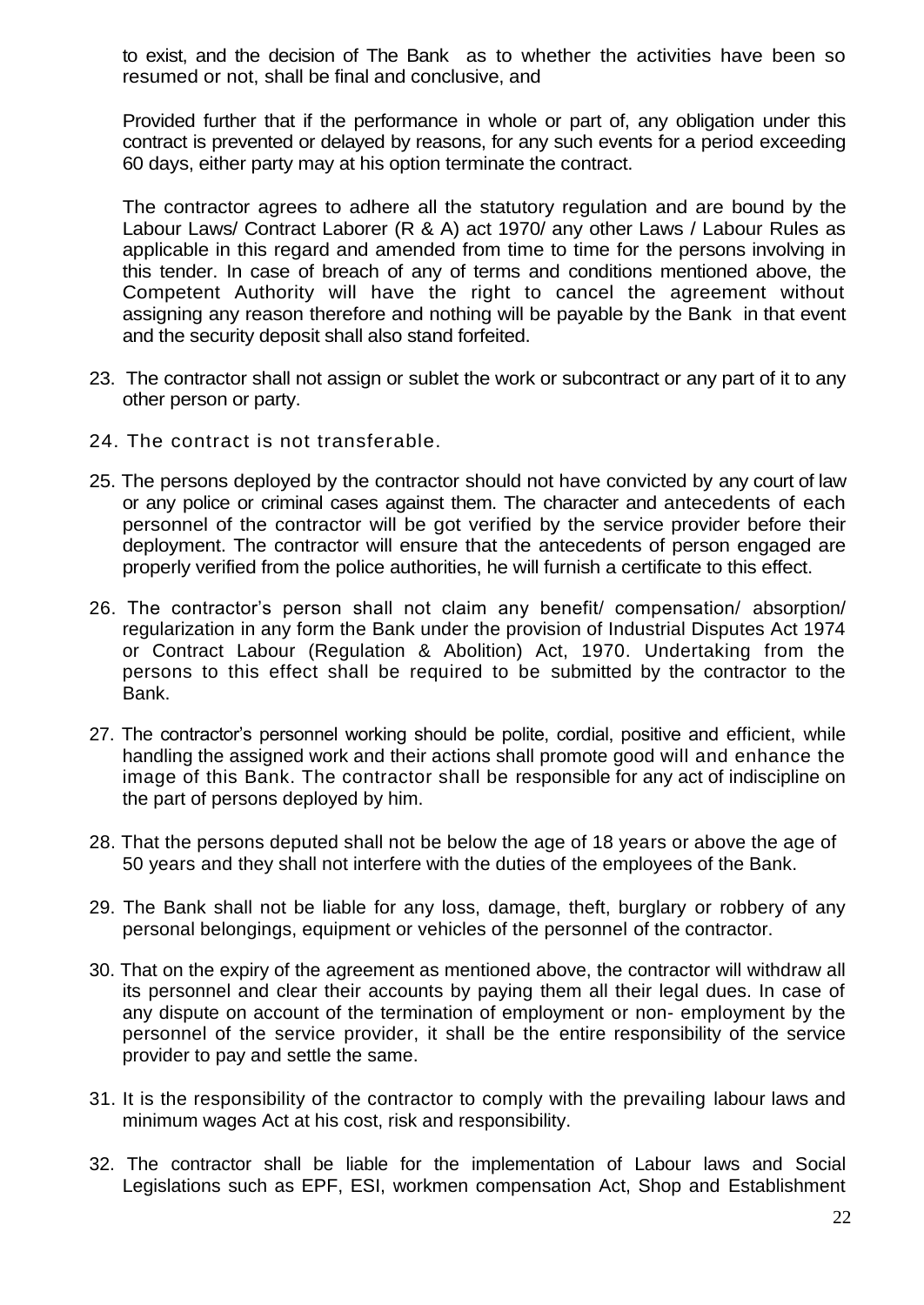to exist, and the decision of The Bank as to whether the activities have been so resumed or not, shall be final and conclusive, and

Provided further that if the performance in whole or part of, any obligation under this contract is prevented or delayed by reasons, for any such events for a period exceeding 60 days, either party may at his option terminate the contract.

The contractor agrees to adhere all the statutory regulation and are bound by the Labour Laws/ Contract Laborer (R & A) act 1970/ any other Laws / Labour Rules as applicable in this regard and amended from time to time for the persons involving in this tender. In case of breach of any of terms and conditions mentioned above, the Competent Authority will have the right to cancel the agreement without assigning any reason therefore and nothing will be payable by the Bank in that event and the security deposit shall also stand forfeited.

23. The contractor shall not assign or sublet the work or subcontract or any part of it to any other person or party.

24. The contract is not transferable.

25. The persons deployed by the contractor should not have convicted by any court of law or any police or criminal cases against them. The character and antecedents of each personnel of the contractor will be got verified by the service provider before their deployment. The contractor will ensure that the antecedents of person engaged are properly verified from the police authorities, he will furnish a certificate to this effect.

26. The contractor's person shall not claim any benefit/ compensation/ absorption/ regularization in any form the Bank under the provision of Industrial Disputes Act 1974 or Contract Labour (Regulation & Abolition) Act, 1970. Undertaking from the persons to this effect shall be required to be submitted by the contractor to the Bank.

27. The contractor's personnel working should be polite, cordial, positive and efficient, while handling the assigned work and their actions shall promote good will and enhance the image of this Bank. The contractor shall be responsible for any act of indiscipline on the part of persons deployed by him.

28. That the persons deputed shall not be below the age of 18 years or above the age of 50 years and they shall not interfere with the duties of the employees of the Bank.

29. The Bank shall not be liable for any loss, damage, theft, burglary or robbery of any personal belongings, equipment or vehicles of the personnel of the contractor.

30. That on the expiry of the agreement as mentioned above, the contractor will withdraw all its personnel and clear their accounts by paying them all their legal dues. In case of any dispute on account of the termination of employment or non- employment by the personnel of the service provider, it shall be the entire responsibility of the service provider to pay and settle the same.

31. It is the responsibility of the contractor to comply with the prevailing labour laws and minimum wages Act at his cost, risk and responsibility.

32. The contractor shall be liable for the implementation of Labour laws and Social Legislations such as EPF, ESI, workmen compensation Act, Shop and Establishment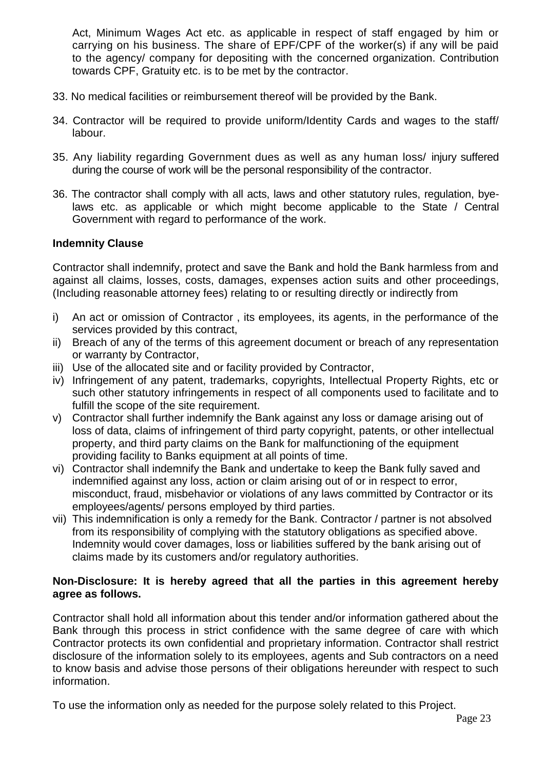Act, Minimum Wages Act etc. as applicable in respect of staff engaged by him or carrying on his business. The share of EPF/CPF of the worker(s) if any will be paid to the agency/ company for depositing with the concerned organization. Contribution towards CPF, Gratuity etc. is to be met by the contractor.

33. No medical facilities or reimbursement thereof will be provided by the Bank.

34. Contractor will be required to provide uniform/Identity Cards and wages to the staff/ labour.

35. Any liability regarding Government dues as well as any human loss/ injury suffered during the course of work will be the personal responsibility of the contractor.

36. The contractor shall comply with all acts, laws and other statutory rules, regulation, bye-laws etc. as applicable or which might become applicable to the State / Central Government with regard to performance of the work.

**Indemnity Clause**

Contractor shall indemnify, protect and save the Bank and hold the Bank harmless from and against all claims, losses, costs, damages, expenses action suits and other proceedings, (Including reasonable attorney fees) relating to or resulting directly or indirectly from

i) An act or omission of Contractor , its employees, its agents, in the performance of the services provided by this contract,
ii) Breach of any of the terms of this agreement document or breach of any representation or warranty by Contractor,
iii) Use of the allocated site and or facility provided by Contractor,
iv) Infringement of any patent, trademarks, copyrights, Intellectual Property Rights, etc or such other statutory infringements in respect of all components used to facilitate and to fulfill the scope of the site requirement.
v) Contractor shall further indemnify the Bank against any loss or damage arising out of loss of data, claims of infringement of third party copyright, patents, or other intellectual property, and third party claims on the Bank for malfunctioning of the equipment providing facility to Banks equipment at all points of time.
vi) Contractor shall indemnify the Bank and undertake to keep the Bank fully saved and indemnified against any loss, action or claim arising out of or in respect to error, misconduct, fraud, misbehavior or violations of any laws committed by Contractor or its employees/agents/ persons employed by third parties.
vii) This indemnification is only a remedy for the Bank. Contractor / partner is not absolved from its responsibility of complying with the statutory obligations as specified above. Indemnity would cover damages, loss or liabilities suffered by the bank arising out of claims made by its customers and/or regulatory authorities.

**Non-Disclosure: It is hereby agreed that all the parties in this agreement hereby agree as follows.**

Contractor shall hold all information about this tender and/or information gathered about the Bank through this process in strict confidence with the same degree of care with which Contractor protects its own confidential and proprietary information. Contractor shall restrict disclosure of the information solely to its employees, agents and Sub contractors on a need to know basis and advise those persons of their obligations hereunder with respect to such information.

To use the information only as needed for the purpose solely related to this Project.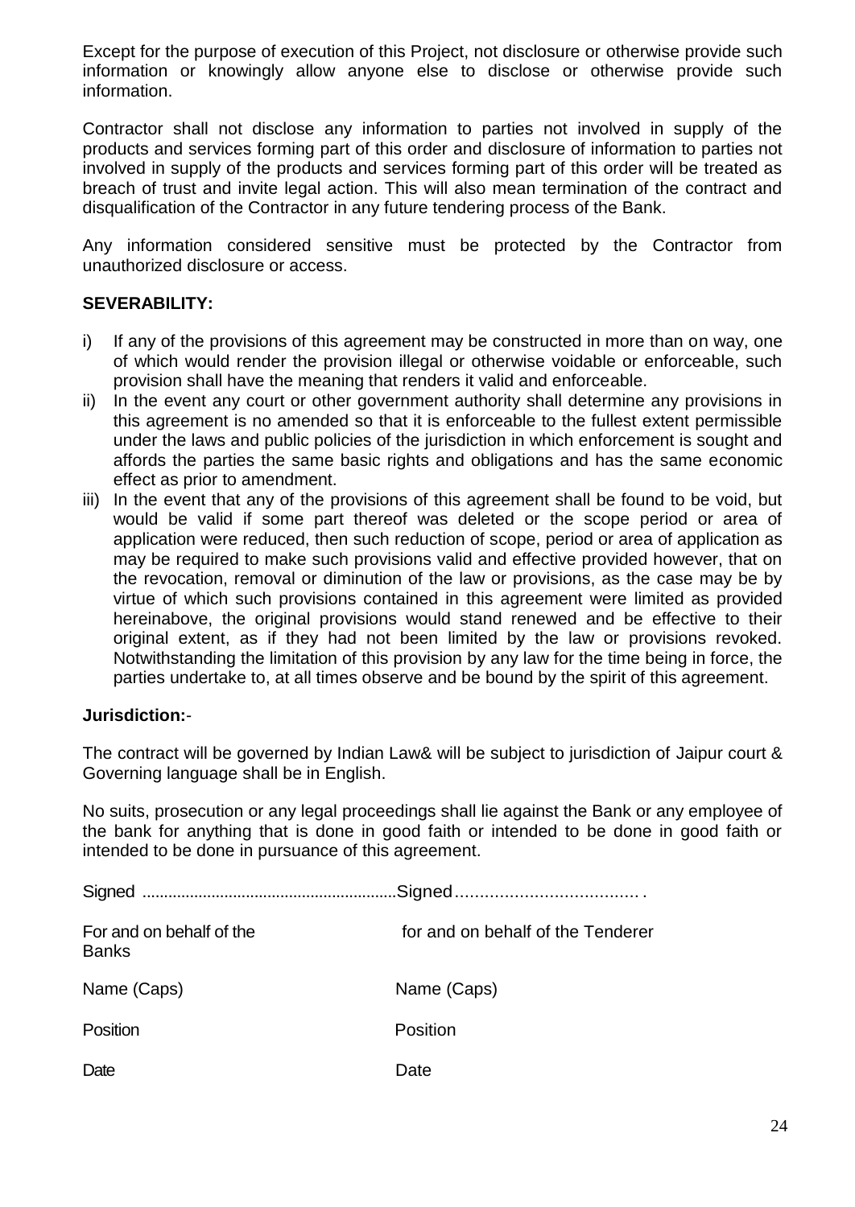Except for the purpose of execution of this Project, not disclosure or otherwise provide such information or knowingly allow anyone else to disclose or otherwise provide such information.

Contractor shall not disclose any information to parties not involved in supply of the products and services forming part of this order and disclosure of information to parties not involved in supply of the products and services forming part of this order will be treated as breach of trust and invite legal action. This will also mean termination of the contract and disqualification of the Contractor in any future tendering process of the Bank.

Any information considered sensitive must be protected by the Contractor from unauthorized disclosure or access.

**SEVERABILITY:**

i) If any of the provisions of this agreement may be constructed in more than on way, one of which would render the provision illegal or otherwise voidable or enforceable, such provision shall have the meaning that renders it valid and enforceable.
ii) In the event any court or other government authority shall determine any provisions in this agreement is no amended so that it is enforceable to the fullest extent permissible under the laws and public policies of the jurisdiction in which enforcement is sought and affords the parties the same basic rights and obligations and has the same economic effect as prior to amendment.
iii) In the event that any of the provisions of this agreement shall be found to be void, but would be valid if some part thereof was deleted or the scope period or area of application were reduced, then such reduction of scope, period or area of application as may be required to make such provisions valid and effective provided however, that on the revocation, removal or diminution of the law or provisions, as the case may be by virtue of which such provisions contained in this agreement were limited as provided hereinabove, the original provisions would stand renewed and be effective to their original extent, as if they had not been limited by the law or provisions revoked. Notwithstanding the limitation of this provision by any law for the time being in force, the parties undertake to, at all times observe and be bound by the spirit of this agreement.

**Jurisdiction:**-

The contract will be governed by Indian Law& will be subject to jurisdiction of Jaipur court & Governing language shall be in English.

No suits, prosecution or any legal proceedings shall lie against the Bank or any employee of the bank for anything that is done in good faith or intended to be done in good faith or intended to be done in pursuance of this agreement.

| | |
|---|---|
| Signed .......................................................... | Signed ..................................... . |
| For and on behalf of the Banks | for and on behalf of the Tenderer |
| Name (Caps) | Name (Caps) |
| Position | Position |
| Date | Date |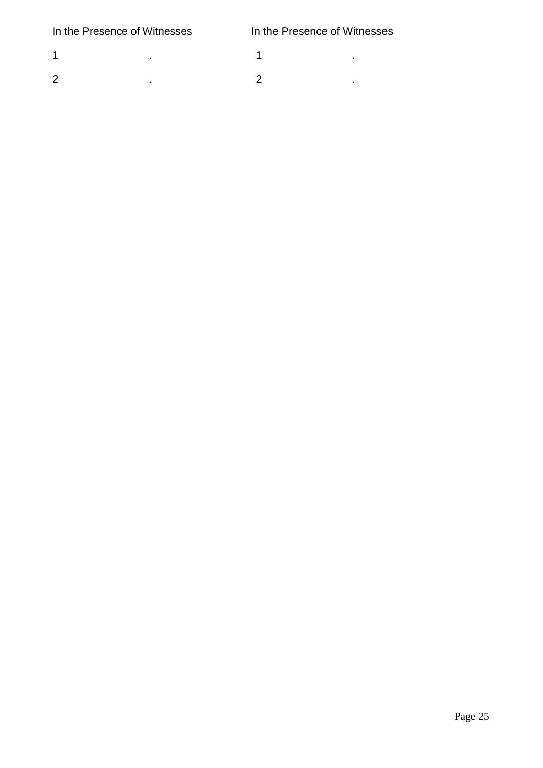| In the Presence of Witnesses | In the Presence of Witnesses |
|---|---|
| 1 . | 1 . |
| 2 . | 2 . |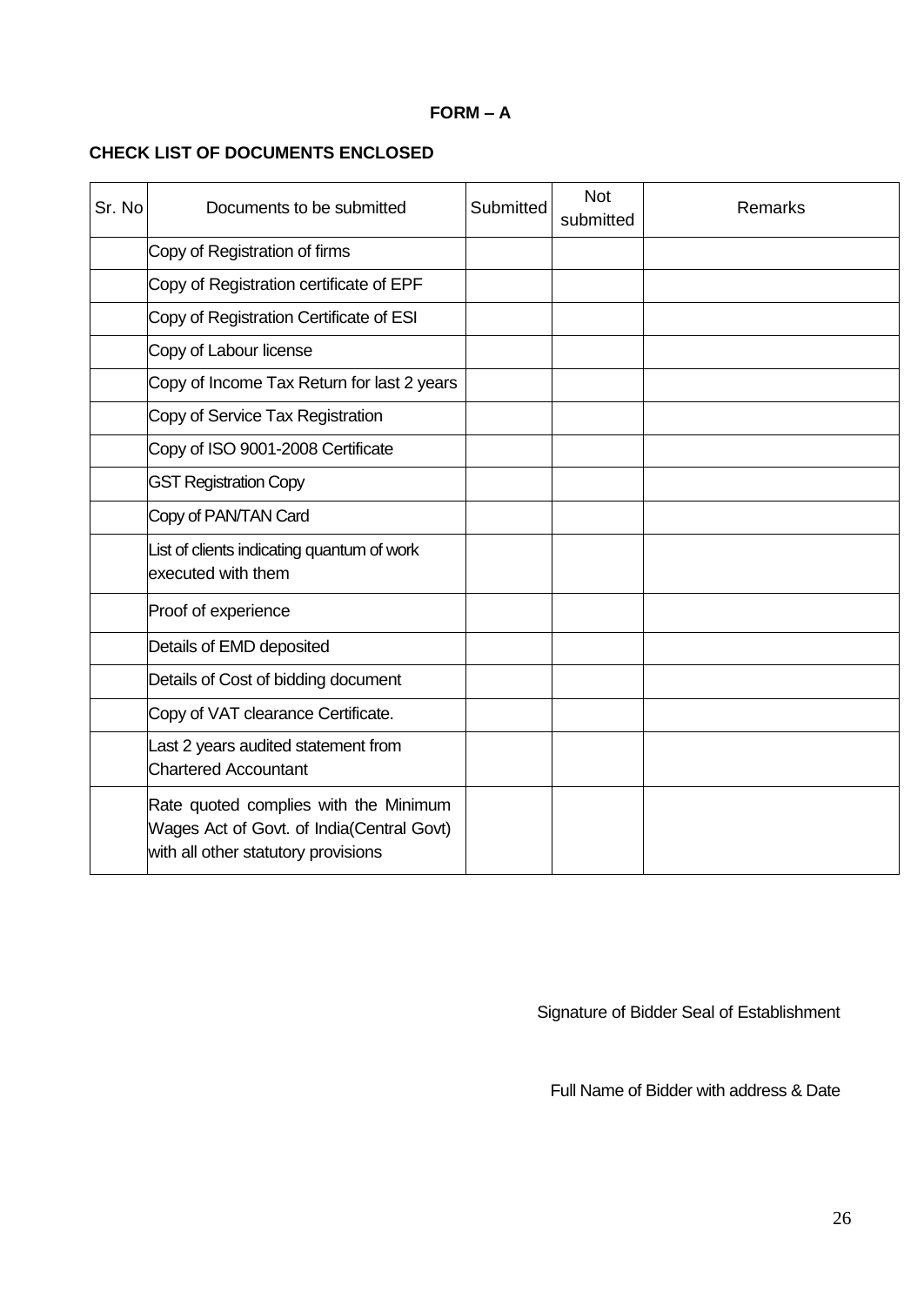**FORM – A**

**CHECK LIST OF DOCUMENTS ENCLOSED**

| Sr. No | Documents to be submitted | Submitted | Not submitted | Remarks |
|---|---|---|---|---|
| | Copy of Registration of firms | | | |
| | Copy of Registration certificate of EPF | | | |
| | Copy of Registration Certificate of ESI | | | |
| | Copy of Labour license | | | |
| | Copy of Income Tax Return for last 2 years | | | |
| | Copy of Service Tax Registration | | | |
| | Copy of ISO 9001-2008 Certificate | | | |
| | GST Registration Copy | | | |
| | Copy of PAN/TAN Card | | | |
| | List of clients indicating quantum of work executed with them | | | |
| | Proof of experience | | | |
| | Details of EMD deposited | | | |
| | Details of Cost of bidding document | | | |
| | Copy of VAT clearance Certificate. | | | |
| | Last 2 years audited statement from Chartered Accountant | | | |
| | Rate quoted complies with the Minimum Wages Act of Govt. of India(Central Govt) with all other statutory provisions | | | |

Signature of Bidder Seal of Establishment

Full Name of Bidder with address & Date